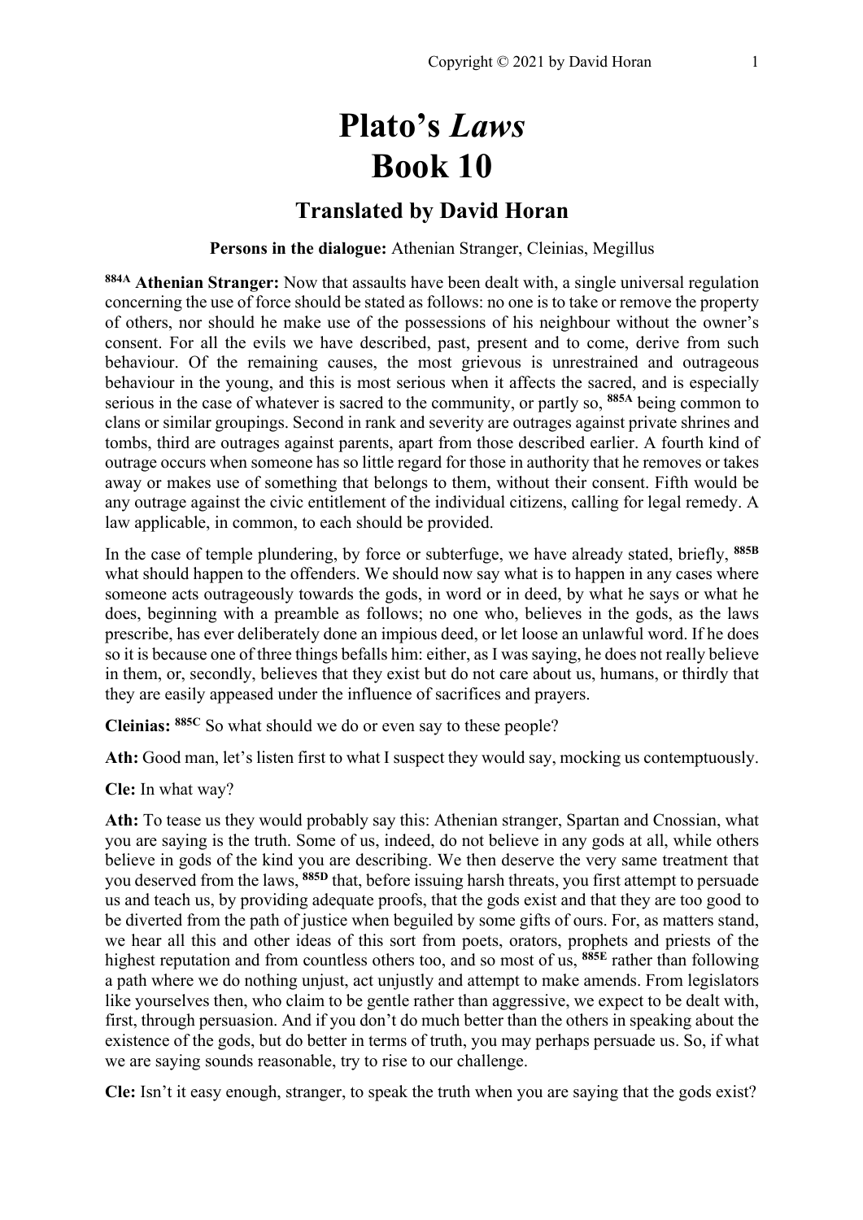# Plato's *Laws*
# Book 10

## Translated by David Horan

**Persons in the dialogue:** Athenian Stranger, Cleinias, Megillus

**884A Athenian Stranger:** Now that assaults have been dealt with, a single universal regulation concerning the use of force should be stated as follows: no one is to take or remove the property of others, nor should he make use of the possessions of his neighbour without the owner's consent. For all the evils we have described, past, present and to come, derive from such behaviour. Of the remaining causes, the most grievous is unrestrained and outrageous behaviour in the young, and this is most serious when it affects the sacred, and is especially serious in the case of whatever is sacred to the community, or partly so, **885A** being common to clans or similar groupings. Second in rank and severity are outrages against private shrines and tombs, third are outrages against parents, apart from those described earlier. A fourth kind of outrage occurs when someone has so little regard for those in authority that he removes or takes away or makes use of something that belongs to them, without their consent. Fifth would be any outrage against the civic entitlement of the individual citizens, calling for legal remedy. A law applicable, in common, to each should be provided.

In the case of temple plundering, by force or subterfuge, we have already stated, briefly, **885B** what should happen to the offenders. We should now say what is to happen in any cases where someone acts outrageously towards the gods, in word or in deed, by what he says or what he does, beginning with a preamble as follows; no one who, believes in the gods, as the laws prescribe, has ever deliberately done an impious deed, or let loose an unlawful word. If he does so it is because one of three things befalls him: either, as I was saying, he does not really believe in them, or, secondly, believes that they exist but do not care about us, humans, or thirdly that they are easily appeased under the influence of sacrifices and prayers.

**Cleinias: 885C** So what should we do or even say to these people?

**Ath:** Good man, let's listen first to what I suspect they would say, mocking us contemptuously.

**Cle:** In what way?

**Ath:** To tease us they would probably say this: Athenian stranger, Spartan and Cnossian, what you are saying is the truth. Some of us, indeed, do not believe in any gods at all, while others believe in gods of the kind you are describing. We then deserve the very same treatment that you deserved from the laws, **885D** that, before issuing harsh threats, you first attempt to persuade us and teach us, by providing adequate proofs, that the gods exist and that they are too good to be diverted from the path of justice when beguiled by some gifts of ours. For, as matters stand, we hear all this and other ideas of this sort from poets, orators, prophets and priests of the highest reputation and from countless others too, and so most of us, **885E** rather than following a path where we do nothing unjust, act unjustly and attempt to make amends. From legislators like yourselves then, who claim to be gentle rather than aggressive, we expect to be dealt with, first, through persuasion. And if you don't do much better than the others in speaking about the existence of the gods, but do better in terms of truth, you may perhaps persuade us. So, if what we are saying sounds reasonable, try to rise to our challenge.

**Cle:** Isn't it easy enough, stranger, to speak the truth when you are saying that the gods exist?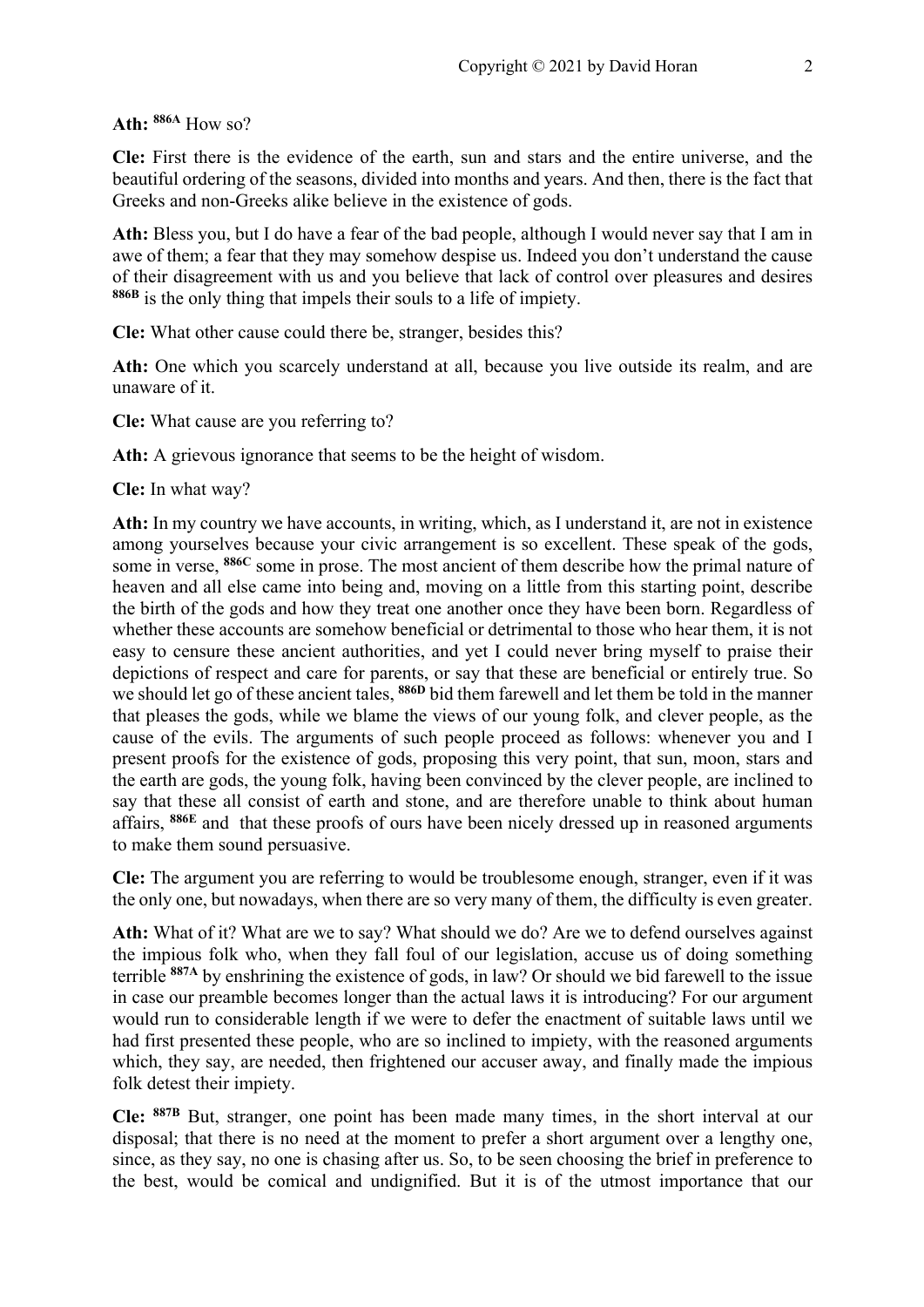**Ath:** **886A** How so?

**Cle:** First there is the evidence of the earth, sun and stars and the entire universe, and the beautiful ordering of the seasons, divided into months and years. And then, there is the fact that Greeks and non-Greeks alike believe in the existence of gods.

**Ath:** Bless you, but I do have a fear of the bad people, although I would never say that I am in awe of them; a fear that they may somehow despise us. Indeed you don't understand the cause of their disagreement with us and you believe that lack of control over pleasures and desires **886B** is the only thing that impels their souls to a life of impiety.

**Cle:** What other cause could there be, stranger, besides this?

**Ath:** One which you scarcely understand at all, because you live outside its realm, and are unaware of it.

**Cle:** What cause are you referring to?

**Ath:** A grievous ignorance that seems to be the height of wisdom.

**Cle:** In what way?

**Ath:** In my country we have accounts, in writing, which, as I understand it, are not in existence among yourselves because your civic arrangement is so excellent. These speak of the gods, some in verse, **886C** some in prose. The most ancient of them describe how the primal nature of heaven and all else came into being and, moving on a little from this starting point, describe the birth of the gods and how they treat one another once they have been born. Regardless of whether these accounts are somehow beneficial or detrimental to those who hear them, it is not easy to censure these ancient authorities, and yet I could never bring myself to praise their depictions of respect and care for parents, or say that these are beneficial or entirely true. So we should let go of these ancient tales, **886D** bid them farewell and let them be told in the manner that pleases the gods, while we blame the views of our young folk, and clever people, as the cause of the evils. The arguments of such people proceed as follows: whenever you and I present proofs for the existence of gods, proposing this very point, that sun, moon, stars and the earth are gods, the young folk, having been convinced by the clever people, are inclined to say that these all consist of earth and stone, and are therefore unable to think about human affairs, **886E** and that these proofs of ours have been nicely dressed up in reasoned arguments to make them sound persuasive.

**Cle:** The argument you are referring to would be troublesome enough, stranger, even if it was the only one, but nowadays, when there are so very many of them, the difficulty is even greater.

**Ath:** What of it? What are we to say? What should we do? Are we to defend ourselves against the impious folk who, when they fall foul of our legislation, accuse us of doing something terrible **887A** by enshrining the existence of gods, in law? Or should we bid farewell to the issue in case our preamble becomes longer than the actual laws it is introducing? For our argument would run to considerable length if we were to defer the enactment of suitable laws until we had first presented these people, who are so inclined to impiety, with the reasoned arguments which, they say, are needed, then frightened our accuser away, and finally made the impious folk detest their impiety.

**Cle:** **887B** But, stranger, one point has been made many times, in the short interval at our disposal; that there is no need at the moment to prefer a short argument over a lengthy one, since, as they say, no one is chasing after us. So, to be seen choosing the brief in preference to the best, would be comical and undignified. But it is of the utmost importance that our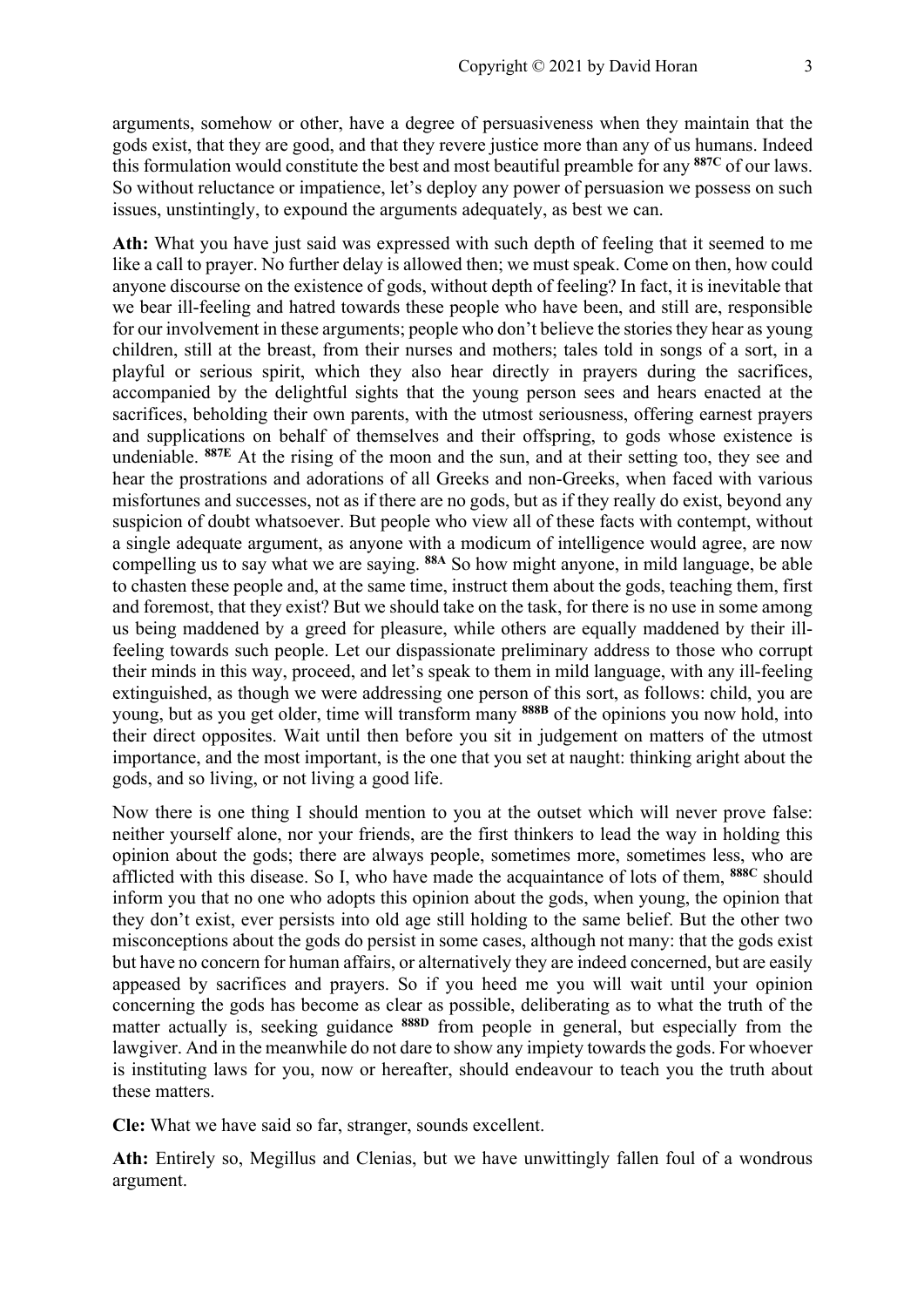arguments, somehow or other, have a degree of persuasiveness when they maintain that the gods exist, that they are good, and that they revere justice more than any of us humans. Indeed this formulation would constitute the best and most beautiful preamble for any **887C** of our laws. So without reluctance or impatience, let's deploy any power of persuasion we possess on such issues, unstintingly, to expound the arguments adequately, as best we can.

**Ath:** What you have just said was expressed with such depth of feeling that it seemed to me like a call to prayer. No further delay is allowed then; we must speak. Come on then, how could anyone discourse on the existence of gods, without depth of feeling? In fact, it is inevitable that we bear ill-feeling and hatred towards these people who have been, and still are, responsible for our involvement in these arguments; people who don't believe the stories they hear as young children, still at the breast, from their nurses and mothers; tales told in songs of a sort, in a playful or serious spirit, which they also hear directly in prayers during the sacrifices, accompanied by the delightful sights that the young person sees and hears enacted at the sacrifices, beholding their own parents, with the utmost seriousness, offering earnest prayers and supplications on behalf of themselves and their offspring, to gods whose existence is undeniable. **887E** At the rising of the moon and the sun, and at their setting too, they see and hear the prostrations and adorations of all Greeks and non-Greeks, when faced with various misfortunes and successes, not as if there are no gods, but as if they really do exist, beyond any suspicion of doubt whatsoever. But people who view all of these facts with contempt, without a single adequate argument, as anyone with a modicum of intelligence would agree, are now compelling us to say what we are saying. **88A** So how might anyone, in mild language, be able to chasten these people and, at the same time, instruct them about the gods, teaching them, first and foremost, that they exist? But we should take on the task, for there is no use in some among us being maddened by a greed for pleasure, while others are equally maddened by their ill-feeling towards such people. Let our dispassionate preliminary address to those who corrupt their minds in this way, proceed, and let's speak to them in mild language, with any ill-feeling extinguished, as though we were addressing one person of this sort, as follows: child, you are young, but as you get older, time will transform many **888B** of the opinions you now hold, into their direct opposites. Wait until then before you sit in judgement on matters of the utmost importance, and the most important, is the one that you set at naught: thinking aright about the gods, and so living, or not living a good life.

Now there is one thing I should mention to you at the outset which will never prove false: neither yourself alone, nor your friends, are the first thinkers to lead the way in holding this opinion about the gods; there are always people, sometimes more, sometimes less, who are afflicted with this disease. So I, who have made the acquaintance of lots of them, **888C** should inform you that no one who adopts this opinion about the gods, when young, the opinion that they don't exist, ever persists into old age still holding to the same belief. But the other two misconceptions about the gods do persist in some cases, although not many: that the gods exist but have no concern for human affairs, or alternatively they are indeed concerned, but are easily appeased by sacrifices and prayers. So if you heed me you will wait until your opinion concerning the gods has become as clear as possible, deliberating as to what the truth of the matter actually is, seeking guidance **888D** from people in general, but especially from the lawgiver. And in the meanwhile do not dare to show any impiety towards the gods. For whoever is instituting laws for you, now or hereafter, should endeavour to teach you the truth about these matters.

**Cle:** What we have said so far, stranger, sounds excellent.

**Ath:** Entirely so, Megillus and Clenias, but we have unwittingly fallen foul of a wondrous argument.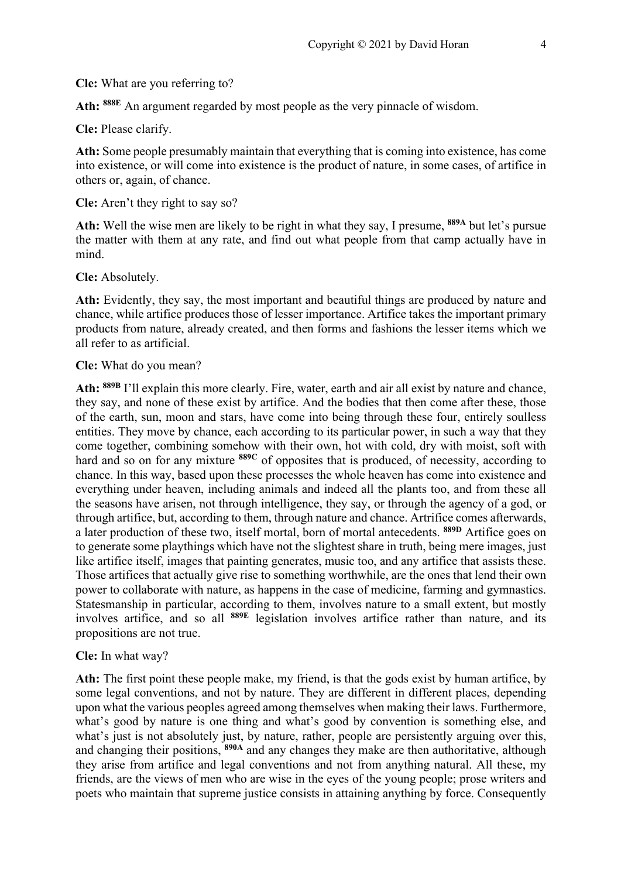**Cle:** What are you referring to?

**Ath:** **888E** An argument regarded by most people as the very pinnacle of wisdom.

**Cle:** Please clarify.

**Ath:** Some people presumably maintain that everything that is coming into existence, has come into existence, or will come into existence is the product of nature, in some cases, of artifice in others or, again, of chance.

**Cle:** Aren't they right to say so?

**Ath:** Well the wise men are likely to be right in what they say, I presume, **889A** but let's pursue the matter with them at any rate, and find out what people from that camp actually have in mind.

**Cle:** Absolutely.

**Ath:** Evidently, they say, the most important and beautiful things are produced by nature and chance, while artifice produces those of lesser importance. Artifice takes the important primary products from nature, already created, and then forms and fashions the lesser items which we all refer to as artificial.

**Cle:** What do you mean?

**Ath:** **889B** I'll explain this more clearly. Fire, water, earth and air all exist by nature and chance, they say, and none of these exist by artifice. And the bodies that then come after these, those of the earth, sun, moon and stars, have come into being through these four, entirely soulless entities. They move by chance, each according to its particular power, in such a way that they come together, combining somehow with their own, hot with cold, dry with moist, soft with hard and so on for any mixture **889C** of opposites that is produced, of necessity, according to chance. In this way, based upon these processes the whole heaven has come into existence and everything under heaven, including animals and indeed all the plants too, and from these all the seasons have arisen, not through intelligence, they say, or through the agency of a god, or through artifice, but, according to them, through nature and chance. Artrifice comes afterwards, a later production of these two, itself mortal, born of mortal antecedents. **889D** Artifice goes on to generate some playthings which have not the slightest share in truth, being mere images, just like artifice itself, images that painting generates, music too, and any artifice that assists these. Those artifices that actually give rise to something worthwhile, are the ones that lend their own power to collaborate with nature, as happens in the case of medicine, farming and gymnastics. Statesmanship in particular, according to them, involves nature to a small extent, but mostly involves artifice, and so all **889E** legislation involves artifice rather than nature, and its propositions are not true.

**Cle:** In what way?

**Ath:** The first point these people make, my friend, is that the gods exist by human artifice, by some legal conventions, and not by nature. They are different in different places, depending upon what the various peoples agreed among themselves when making their laws. Furthermore, what's good by nature is one thing and what's good by convention is something else, and what's just is not absolutely just, by nature, rather, people are persistently arguing over this, and changing their positions, **890A** and any changes they make are then authoritative, although they arise from artifice and legal conventions and not from anything natural. All these, my friends, are the views of men who are wise in the eyes of the young people; prose writers and poets who maintain that supreme justice consists in attaining anything by force. Consequently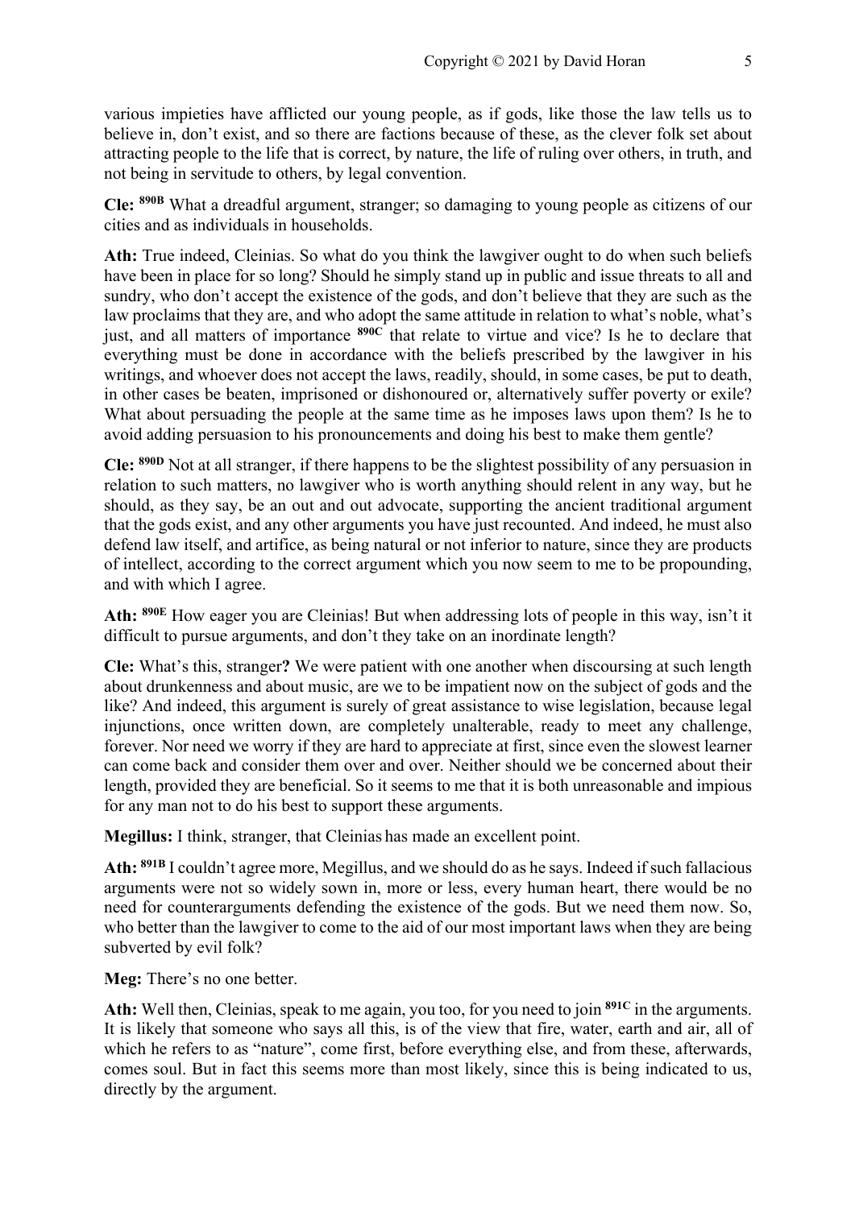various impieties have afflicted our young people, as if gods, like those the law tells us to believe in, don't exist, and so there are factions because of these, as the clever folk set about attracting people to the life that is correct, by nature, the life of ruling over others, in truth, and not being in servitude to others, by legal convention.

**Cle:** **890B** What a dreadful argument, stranger; so damaging to young people as citizens of our cities and as individuals in households.

**Ath:** True indeed, Cleinias. So what do you think the lawgiver ought to do when such beliefs have been in place for so long? Should he simply stand up in public and issue threats to all and sundry, who don't accept the existence of the gods, and don't believe that they are such as the law proclaims that they are, and who adopt the same attitude in relation to what's noble, what's just, and all matters of importance **890C** that relate to virtue and vice? Is he to declare that everything must be done in accordance with the beliefs prescribed by the lawgiver in his writings, and whoever does not accept the laws, readily, should, in some cases, be put to death, in other cases be beaten, imprisoned or dishonoured or, alternatively suffer poverty or exile? What about persuading the people at the same time as he imposes laws upon them? Is he to avoid adding persuasion to his pronouncements and doing his best to make them gentle?

**Cle:** **890D** Not at all stranger, if there happens to be the slightest possibility of any persuasion in relation to such matters, no lawgiver who is worth anything should relent in any way, but he should, as they say, be an out and out advocate, supporting the ancient traditional argument that the gods exist, and any other arguments you have just recounted. And indeed, he must also defend law itself, and artifice, as being natural or not inferior to nature, since they are products of intellect, according to the correct argument which you now seem to me to be propounding, and with which I agree.

**Ath:** **890E** How eager you are Cleinias! But when addressing lots of people in this way, isn't it difficult to pursue arguments, and don't they take on an inordinate length?

**Cle:** What's this, stranger**?** We were patient with one another when discoursing at such length about drunkenness and about music, are we to be impatient now on the subject of gods and the like? And indeed, this argument is surely of great assistance to wise legislation, because legal injunctions, once written down, are completely unalterable, ready to meet any challenge, forever. Nor need we worry if they are hard to appreciate at first, since even the slowest learner can come back and consider them over and over. Neither should we be concerned about their length, provided they are beneficial. So it seems to me that it is both unreasonable and impious for any man not to do his best to support these arguments.

**Megillus:** I think, stranger, that Cleinias has made an excellent point.

**Ath:** **891B** I couldn't agree more, Megillus, and we should do as he says. Indeed if such fallacious arguments were not so widely sown in, more or less, every human heart, there would be no need for counterarguments defending the existence of the gods. But we need them now. So, who better than the lawgiver to come to the aid of our most important laws when they are being subverted by evil folk?

**Meg:** There's no one better.

**Ath:** Well then, Cleinias, speak to me again, you too, for you need to join **891C** in the arguments. It is likely that someone who says all this, is of the view that fire, water, earth and air, all of which he refers to as "nature", come first, before everything else, and from these, afterwards, comes soul. But in fact this seems more than most likely, since this is being indicated to us, directly by the argument.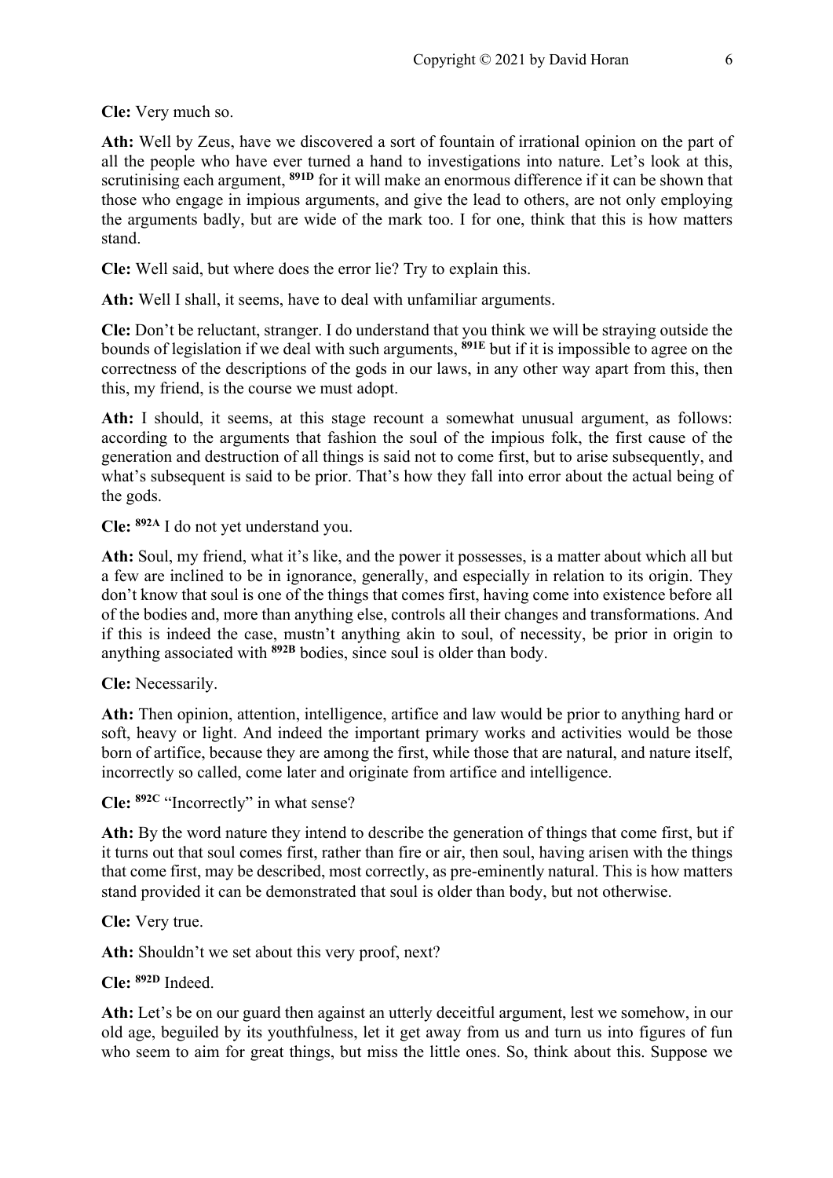**Cle:** Very much so.

**Ath:** Well by Zeus, have we discovered a sort of fountain of irrational opinion on the part of all the people who have ever turned a hand to investigations into nature. Let's look at this, scrutinising each argument, **891D** for it will make an enormous difference if it can be shown that those who engage in impious arguments, and give the lead to others, are not only employing the arguments badly, but are wide of the mark too. I for one, think that this is how matters stand.

**Cle:** Well said, but where does the error lie? Try to explain this.

**Ath:** Well I shall, it seems, have to deal with unfamiliar arguments.

**Cle:** Don't be reluctant, stranger. I do understand that you think we will be straying outside the bounds of legislation if we deal with such arguments, **891E** but if it is impossible to agree on the correctness of the descriptions of the gods in our laws, in any other way apart from this, then this, my friend, is the course we must adopt.

**Ath:** I should, it seems, at this stage recount a somewhat unusual argument, as follows: according to the arguments that fashion the soul of the impious folk, the first cause of the generation and destruction of all things is said not to come first, but to arise subsequently, and what's subsequent is said to be prior. That's how they fall into error about the actual being of the gods.

**Cle:** **892A** I do not yet understand you.

**Ath:** Soul, my friend, what it's like, and the power it possesses, is a matter about which all but a few are inclined to be in ignorance, generally, and especially in relation to its origin. They don't know that soul is one of the things that comes first, having come into existence before all of the bodies and, more than anything else, controls all their changes and transformations. And if this is indeed the case, mustn't anything akin to soul, of necessity, be prior in origin to anything associated with **892B** bodies, since soul is older than body.

**Cle:** Necessarily.

**Ath:** Then opinion, attention, intelligence, artifice and law would be prior to anything hard or soft, heavy or light. And indeed the important primary works and activities would be those born of artifice, because they are among the first, while those that are natural, and nature itself, incorrectly so called, come later and originate from artifice and intelligence.

**Cle:** **892C** "Incorrectly" in what sense?

**Ath:** By the word nature they intend to describe the generation of things that come first, but if it turns out that soul comes first, rather than fire or air, then soul, having arisen with the things that come first, may be described, most correctly, as pre-eminently natural. This is how matters stand provided it can be demonstrated that soul is older than body, but not otherwise.

**Cle:** Very true.

**Ath:** Shouldn't we set about this very proof, next?

**Cle:** **892D** Indeed.

**Ath:** Let's be on our guard then against an utterly deceitful argument, lest we somehow, in our old age, beguiled by its youthfulness, let it get away from us and turn us into figures of fun who seem to aim for great things, but miss the little ones. So, think about this. Suppose we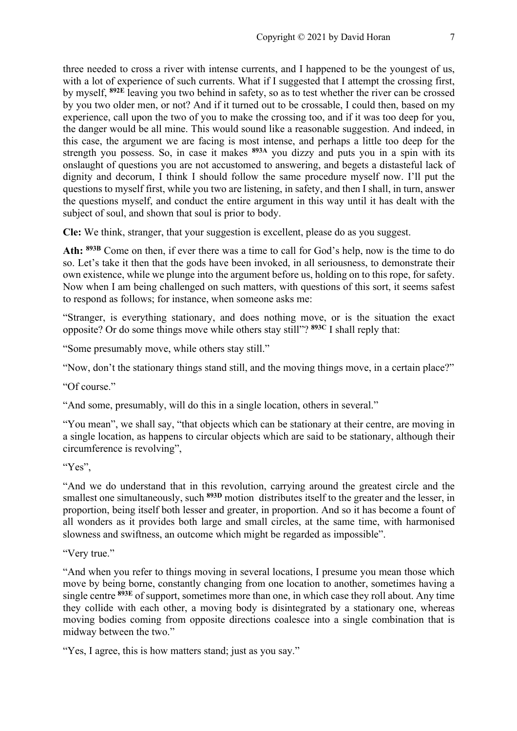three needed to cross a river with intense currents, and I happened to be the youngest of us, with a lot of experience of such currents. What if I suggested that I attempt the crossing first, by myself, **892E** leaving you two behind in safety, so as to test whether the river can be crossed by you two older men, or not? And if it turned out to be crossable, I could then, based on my experience, call upon the two of you to make the crossing too, and if it was too deep for you, the danger would be all mine. This would sound like a reasonable suggestion. And indeed, in this case, the argument we are facing is most intense, and perhaps a little too deep for the strength you possess. So, in case it makes **893A** you dizzy and puts you in a spin with its onslaught of questions you are not accustomed to answering, and begets a distasteful lack of dignity and decorum, I think I should follow the same procedure myself now. I'll put the questions to myself first, while you two are listening, in safety, and then I shall, in turn, answer the questions myself, and conduct the entire argument in this way until it has dealt with the subject of soul, and shown that soul is prior to body.

**Cle:** We think, stranger, that your suggestion is excellent, please do as you suggest.

**Ath:** **893B** Come on then, if ever there was a time to call for God's help, now is the time to do so. Let's take it then that the gods have been invoked, in all seriousness, to demonstrate their own existence, while we plunge into the argument before us, holding on to this rope, for safety. Now when I am being challenged on such matters, with questions of this sort, it seems safest to respond as follows; for instance, when someone asks me:

"Stranger, is everything stationary, and does nothing move, or is the situation the exact opposite? Or do some things move while others stay still"? **893C** I shall reply that:

"Some presumably move, while others stay still."

"Now, don't the stationary things stand still, and the moving things move, in a certain place?"

"Of course."

"And some, presumably, will do this in a single location, others in several."

"You mean", we shall say, "that objects which can be stationary at their centre, are moving in a single location, as happens to circular objects which are said to be stationary, although their circumference is revolving",

"Yes",

"And we do understand that in this revolution, carrying around the greatest circle and the smallest one simultaneously, such **893D** motion distributes itself to the greater and the lesser, in proportion, being itself both lesser and greater, in proportion. And so it has become a fount of all wonders as it provides both large and small circles, at the same time, with harmonised slowness and swiftness, an outcome which might be regarded as impossible".

"Very true."

"And when you refer to things moving in several locations, I presume you mean those which move by being borne, constantly changing from one location to another, sometimes having a single centre **893E** of support, sometimes more than one, in which case they roll about. Any time they collide with each other, a moving body is disintegrated by a stationary one, whereas moving bodies coming from opposite directions coalesce into a single combination that is midway between the two."

"Yes, I agree, this is how matters stand; just as you say."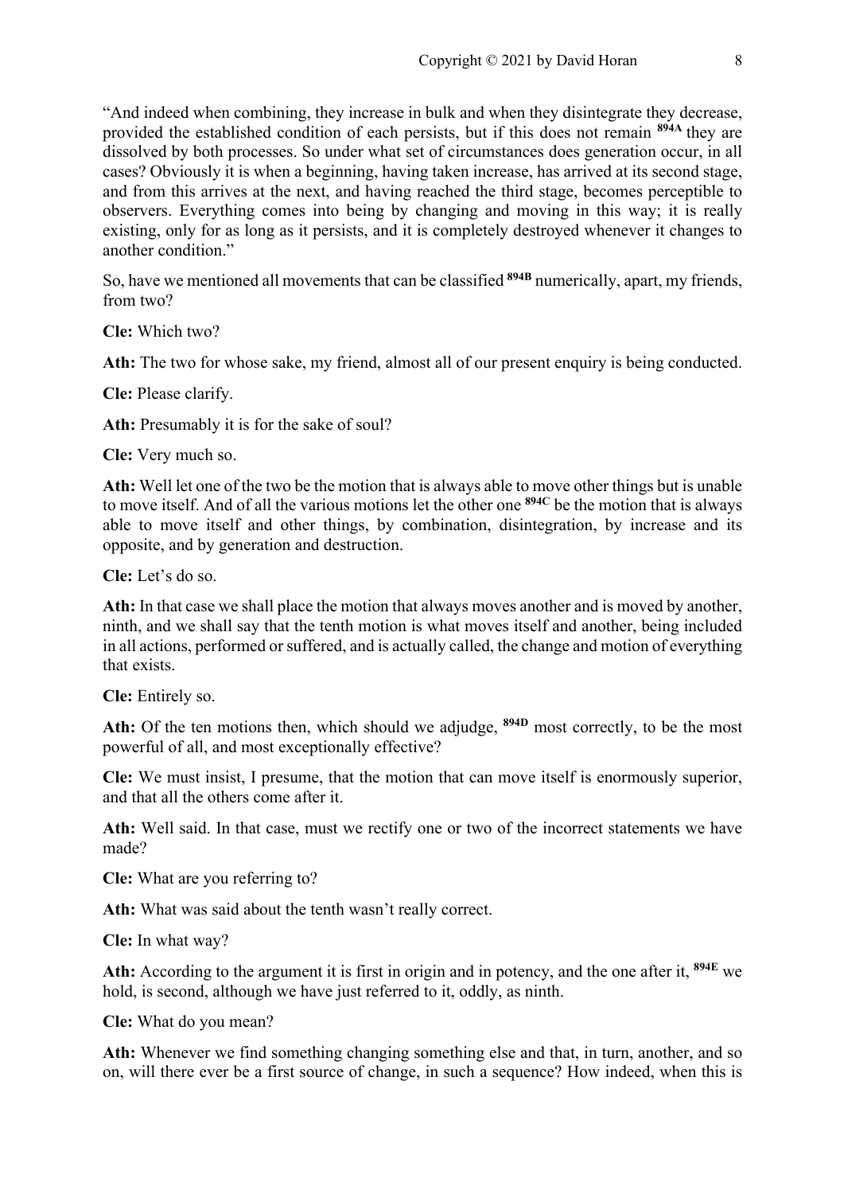"And indeed when combining, they increase in bulk and when they disintegrate they decrease, provided the established condition of each persists, but if this does not remain [894A] they are dissolved by both processes. So under what set of circumstances does generation occur, in all cases? Obviously it is when a beginning, having taken increase, has arrived at its second stage, and from this arrives at the next, and having reached the third stage, becomes perceptible to observers. Everything comes into being by changing and moving in this way; it is really existing, only for as long as it persists, and it is completely destroyed whenever it changes to another condition."

So, have we mentioned all movements that can be classified [894B] numerically, apart, my friends, from two?

**Cle:** Which two?

**Ath:** The two for whose sake, my friend, almost all of our present enquiry is being conducted.

**Cle:** Please clarify.

**Ath:** Presumably it is for the sake of soul?

**Cle:** Very much so.

**Ath:** Well let one of the two be the motion that is always able to move other things but is unable to move itself. And of all the various motions let the other one [894C] be the motion that is always able to move itself and other things, by combination, disintegration, by increase and its opposite, and by generation and destruction.

**Cle:** Let's do so.

**Ath:** In that case we shall place the motion that always moves another and is moved by another, ninth, and we shall say that the tenth motion is what moves itself and another, being included in all actions, performed or suffered, and is actually called, the change and motion of everything that exists.

**Cle:** Entirely so.

**Ath:** Of the ten motions then, which should we adjudge, [894D] most correctly, to be the most powerful of all, and most exceptionally effective?

**Cle:** We must insist, I presume, that the motion that can move itself is enormously superior, and that all the others come after it.

**Ath:** Well said. In that case, must we rectify one or two of the incorrect statements we have made?

**Cle:** What are you referring to?

**Ath:** What was said about the tenth wasn't really correct.

**Cle:** In what way?

**Ath:** According to the argument it is first in origin and in potency, and the one after it, [894E] we hold, is second, although we have just referred to it, oddly, as ninth.

**Cle:** What do you mean?

**Ath:** Whenever we find something changing something else and that, in turn, another, and so on, will there ever be a first source of change, in such a sequence? How indeed, when this is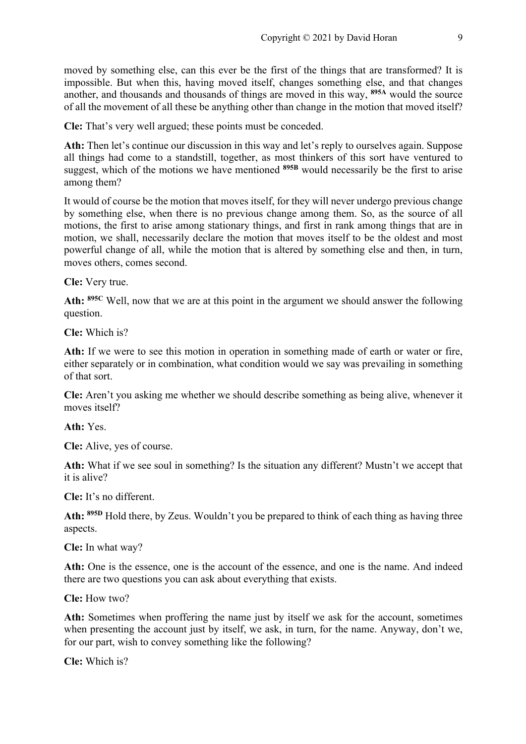moved by something else, can this ever be the first of the things that are transformed? It is impossible. But when this, having moved itself, changes something else, and that changes another, and thousands and thousands of things are moved in this way, **895A** would the source of all the movement of all these be anything other than change in the motion that moved itself?

**Cle:** That's very well argued; these points must be conceded.

**Ath:** Then let's continue our discussion in this way and let's reply to ourselves again. Suppose all things had come to a standstill, together, as most thinkers of this sort have ventured to suggest, which of the motions we have mentioned **895B** would necessarily be the first to arise among them?

It would of course be the motion that moves itself, for they will never undergo previous change by something else, when there is no previous change among them. So, as the source of all motions, the first to arise among stationary things, and first in rank among things that are in motion, we shall, necessarily declare the motion that moves itself to be the oldest and most powerful change of all, while the motion that is altered by something else and then, in turn, moves others, comes second.

**Cle:** Very true.

**Ath:** **895C** Well, now that we are at this point in the argument we should answer the following question.

**Cle:** Which is?

**Ath:** If we were to see this motion in operation in something made of earth or water or fire, either separately or in combination, what condition would we say was prevailing in something of that sort.

**Cle:** Aren't you asking me whether we should describe something as being alive, whenever it moves itself?

**Ath:** Yes.

**Cle:** Alive, yes of course.

**Ath:** What if we see soul in something? Is the situation any different? Mustn't we accept that it is alive?

**Cle:** It's no different.

**Ath:** **895D** Hold there, by Zeus. Wouldn't you be prepared to think of each thing as having three aspects.

**Cle:** In what way?

**Ath:** One is the essence, one is the account of the essence, and one is the name. And indeed there are two questions you can ask about everything that exists.

**Cle:** How two?

**Ath:** Sometimes when proffering the name just by itself we ask for the account, sometimes when presenting the account just by itself, we ask, in turn, for the name. Anyway, don't we, for our part, wish to convey something like the following?

**Cle:** Which is?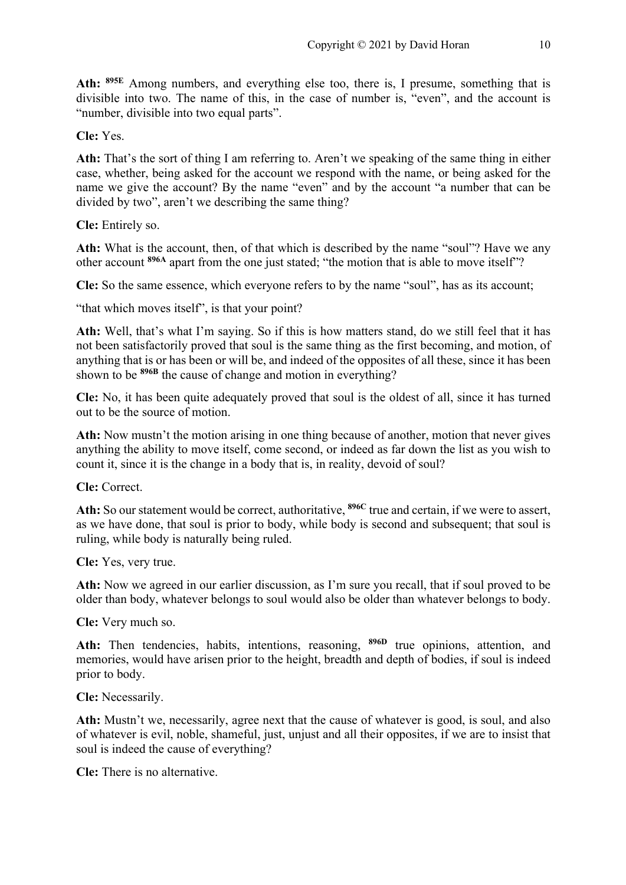**Ath:** [895E] Among numbers, and everything else too, there is, I presume, something that is divisible into two. The name of this, in the case of number is, "even", and the account is "number, divisible into two equal parts".

**Cle:** Yes.

**Ath:** That's the sort of thing I am referring to. Aren't we speaking of the same thing in either case, whether, being asked for the account we respond with the name, or being asked for the name we give the account? By the name "even" and by the account "a number that can be divided by two", aren't we describing the same thing?

**Cle:** Entirely so.

**Ath:** What is the account, then, of that which is described by the name "soul"? Have we any other account [896A] apart from the one just stated; "the motion that is able to move itself"?

**Cle:** So the same essence, which everyone refers to by the name "soul", has as its account;

"that which moves itself", is that your point?

**Ath:** Well, that's what I'm saying. So if this is how matters stand, do we still feel that it has not been satisfactorily proved that soul is the same thing as the first becoming, and motion, of anything that is or has been or will be, and indeed of the opposites of all these, since it has been shown to be [896B] the cause of change and motion in everything?

**Cle:** No, it has been quite adequately proved that soul is the oldest of all, since it has turned out to be the source of motion.

**Ath:** Now mustn't the motion arising in one thing because of another, motion that never gives anything the ability to move itself, come second, or indeed as far down the list as you wish to count it, since it is the change in a body that is, in reality, devoid of soul?

**Cle:** Correct.

**Ath:** So our statement would be correct, authoritative, [896C] true and certain, if we were to assert, as we have done, that soul is prior to body, while body is second and subsequent; that soul is ruling, while body is naturally being ruled.

**Cle:** Yes, very true.

**Ath:** Now we agreed in our earlier discussion, as I'm sure you recall, that if soul proved to be older than body, whatever belongs to soul would also be older than whatever belongs to body.

**Cle:** Very much so.

**Ath:** Then tendencies, habits, intentions, reasoning, [896D] true opinions, attention, and memories, would have arisen prior to the height, breadth and depth of bodies, if soul is indeed prior to body.

**Cle:** Necessarily.

**Ath:** Mustn't we, necessarily, agree next that the cause of whatever is good, is soul, and also of whatever is evil, noble, shameful, just, unjust and all their opposites, if we are to insist that soul is indeed the cause of everything?

**Cle:** There is no alternative.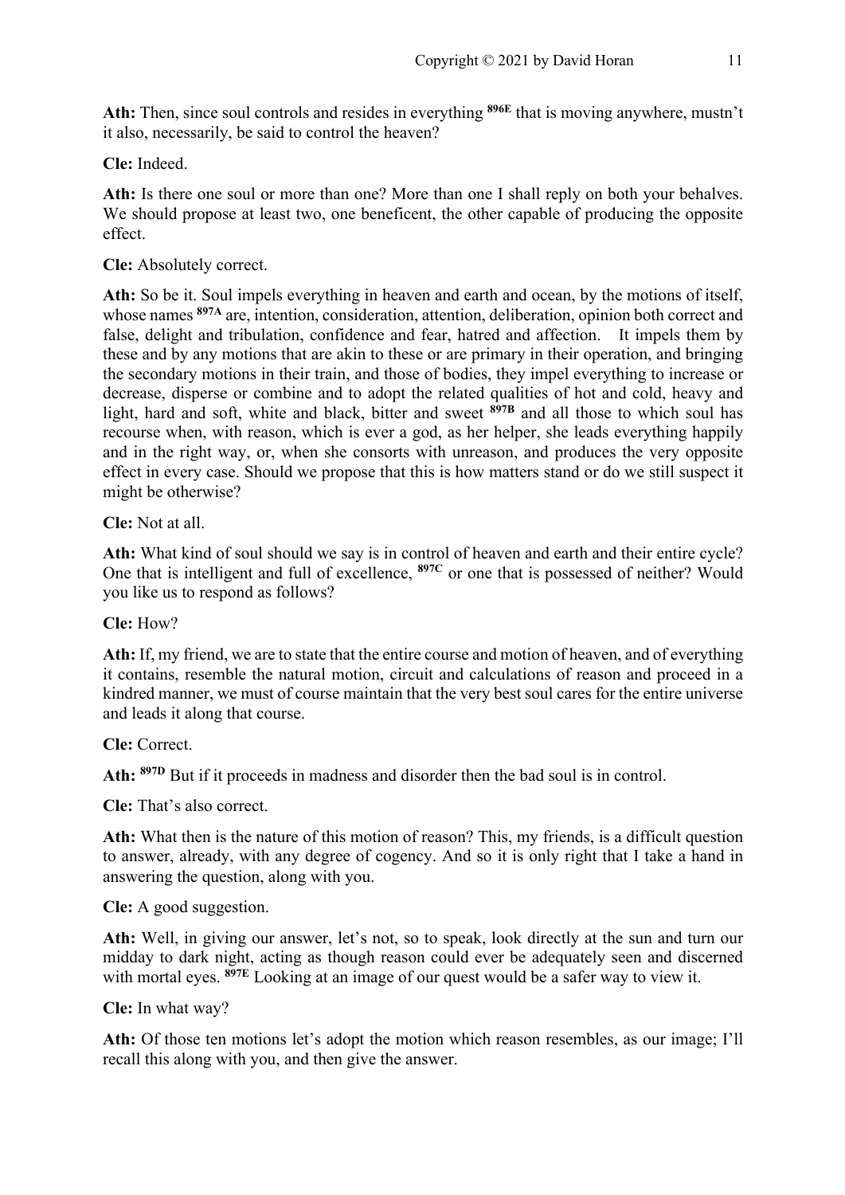**Ath:** Then, since soul controls and resides in everything **896E** that is moving anywhere, mustn't it also, necessarily, be said to control the heaven?

**Cle:** Indeed.

**Ath:** Is there one soul or more than one? More than one I shall reply on both your behalves. We should propose at least two, one beneficent, the other capable of producing the opposite effect.

**Cle:** Absolutely correct.

**Ath:** So be it. Soul impels everything in heaven and earth and ocean, by the motions of itself, whose names **897A** are, intention, consideration, attention, deliberation, opinion both correct and false, delight and tribulation, confidence and fear, hatred and affection. It impels them by these and by any motions that are akin to these or are primary in their operation, and bringing the secondary motions in their train, and those of bodies, they impel everything to increase or decrease, disperse or combine and to adopt the related qualities of hot and cold, heavy and light, hard and soft, white and black, bitter and sweet **897B** and all those to which soul has recourse when, with reason, which is ever a god, as her helper, she leads everything happily and in the right way, or, when she consorts with unreason, and produces the very opposite effect in every case. Should we propose that this is how matters stand or do we still suspect it might be otherwise?

**Cle:** Not at all.

**Ath:** What kind of soul should we say is in control of heaven and earth and their entire cycle? One that is intelligent and full of excellence, **897C** or one that is possessed of neither? Would you like us to respond as follows?

**Cle:** How?

**Ath:** If, my friend, we are to state that the entire course and motion of heaven, and of everything it contains, resemble the natural motion, circuit and calculations of reason and proceed in a kindred manner, we must of course maintain that the very best soul cares for the entire universe and leads it along that course.

**Cle:** Correct.

**Ath:** **897D** But if it proceeds in madness and disorder then the bad soul is in control.

**Cle:** That's also correct.

**Ath:** What then is the nature of this motion of reason? This, my friends, is a difficult question to answer, already, with any degree of cogency. And so it is only right that I take a hand in answering the question, along with you.

**Cle:** A good suggestion.

**Ath:** Well, in giving our answer, let's not, so to speak, look directly at the sun and turn our midday to dark night, acting as though reason could ever be adequately seen and discerned with mortal eyes. **897E** Looking at an image of our quest would be a safer way to view it.

**Cle:** In what way?

**Ath:** Of those ten motions let's adopt the motion which reason resembles, as our image; I'll recall this along with you, and then give the answer.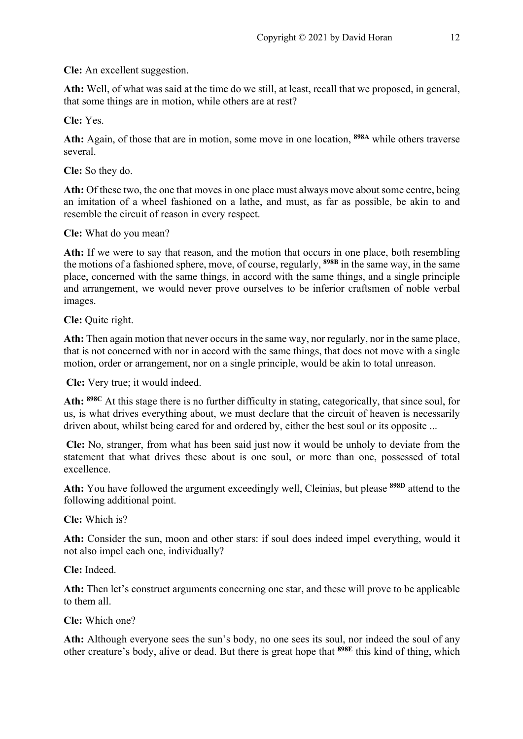**Cle:** An excellent suggestion.

**Ath:** Well, of what was said at the time do we still, at least, recall that we proposed, in general, that some things are in motion, while others are at rest?

**Cle:** Yes.

**Ath:** Again, of those that are in motion, some move in one location, **898A** while others traverse several.

**Cle:** So they do.

**Ath:** Of these two, the one that moves in one place must always move about some centre, being an imitation of a wheel fashioned on a lathe, and must, as far as possible, be akin to and resemble the circuit of reason in every respect.

**Cle:** What do you mean?

**Ath:** If we were to say that reason, and the motion that occurs in one place, both resembling the motions of a fashioned sphere, move, of course, regularly, **898B** in the same way, in the same place, concerned with the same things, in accord with the same things, and a single principle and arrangement, we would never prove ourselves to be inferior craftsmen of noble verbal images.

**Cle:** Quite right.

**Ath:** Then again motion that never occurs in the same way, nor regularly, nor in the same place, that is not concerned with nor in accord with the same things, that does not move with a single motion, order or arrangement, nor on a single principle, would be akin to total unreason.

**Cle:** Very true; it would indeed.

**Ath:** **898C** At this stage there is no further difficulty in stating, categorically, that since soul, for us, is what drives everything about, we must declare that the circuit of heaven is necessarily driven about, whilst being cared for and ordered by, either the best soul or its opposite ...

**Cle:** No, stranger, from what has been said just now it would be unholy to deviate from the statement that what drives these about is one soul, or more than one, possessed of total excellence.

**Ath:** You have followed the argument exceedingly well, Cleinias, but please **898D** attend to the following additional point.

**Cle:** Which is?

**Ath:** Consider the sun, moon and other stars: if soul does indeed impel everything, would it not also impel each one, individually?

**Cle:** Indeed.

**Ath:** Then let's construct arguments concerning one star, and these will prove to be applicable to them all.

**Cle:** Which one?

**Ath:** Although everyone sees the sun's body, no one sees its soul, nor indeed the soul of any other creature's body, alive or dead. But there is great hope that **898E** this kind of thing, which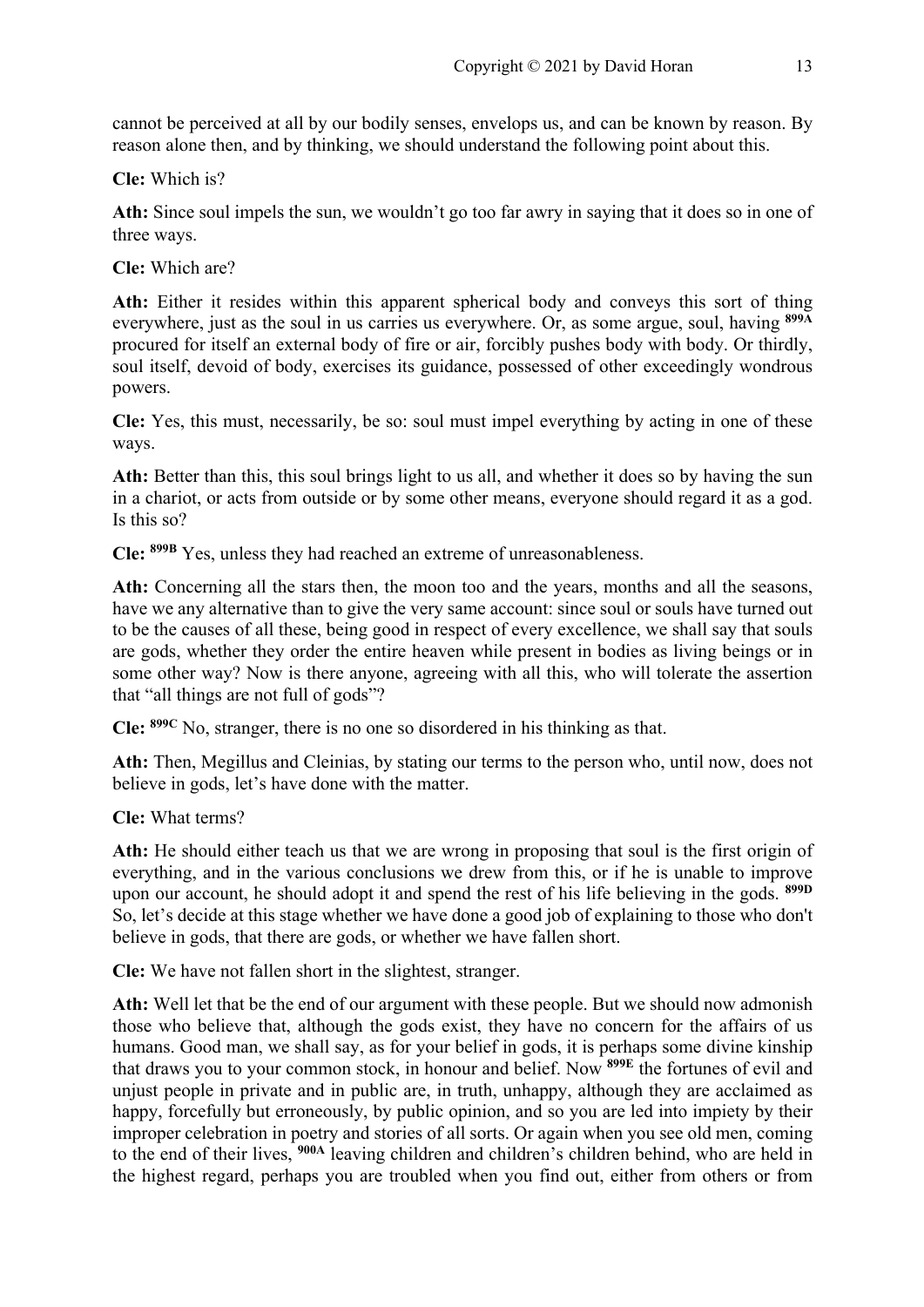cannot be perceived at all by our bodily senses, envelops us, and can be known by reason. By reason alone then, and by thinking, we should understand the following point about this.

**Cle:** Which is?

**Ath:** Since soul impels the sun, we wouldn't go too far awry in saying that it does so in one of three ways.

**Cle:** Which are?

**Ath:** Either it resides within this apparent spherical body and conveys this sort of thing everywhere, just as the soul in us carries us everywhere. Or, as some argue, soul, having **899A** procured for itself an external body of fire or air, forcibly pushes body with body. Or thirdly, soul itself, devoid of body, exercises its guidance, possessed of other exceedingly wondrous powers.

**Cle:** Yes, this must, necessarily, be so: soul must impel everything by acting in one of these ways.

**Ath:** Better than this, this soul brings light to us all, and whether it does so by having the sun in a chariot, or acts from outside or by some other means, everyone should regard it as a god. Is this so?

**Cle:** **899B** Yes, unless they had reached an extreme of unreasonableness.

**Ath:** Concerning all the stars then, the moon too and the years, months and all the seasons, have we any alternative than to give the very same account: since soul or souls have turned out to be the causes of all these, being good in respect of every excellence, we shall say that souls are gods, whether they order the entire heaven while present in bodies as living beings or in some other way? Now is there anyone, agreeing with all this, who will tolerate the assertion that "all things are not full of gods"?

**Cle:** **899C** No, stranger, there is no one so disordered in his thinking as that.

**Ath:** Then, Megillus and Cleinias, by stating our terms to the person who, until now, does not believe in gods, let's have done with the matter.

**Cle:** What terms?

**Ath:** He should either teach us that we are wrong in proposing that soul is the first origin of everything, and in the various conclusions we drew from this, or if he is unable to improve upon our account, he should adopt it and spend the rest of his life believing in the gods. **899D** So, let's decide at this stage whether we have done a good job of explaining to those who don't believe in gods, that there are gods, or whether we have fallen short.

**Cle:** We have not fallen short in the slightest, stranger.

**Ath:** Well let that be the end of our argument with these people. But we should now admonish those who believe that, although the gods exist, they have no concern for the affairs of us humans. Good man, we shall say, as for your belief in gods, it is perhaps some divine kinship that draws you to your common stock, in honour and belief. Now **899E** the fortunes of evil and unjust people in private and in public are, in truth, unhappy, although they are acclaimed as happy, forcefully but erroneously, by public opinion, and so you are led into impiety by their improper celebration in poetry and stories of all sorts. Or again when you see old men, coming to the end of their lives, **900A** leaving children and children's children behind, who are held in the highest regard, perhaps you are troubled when you find out, either from others or from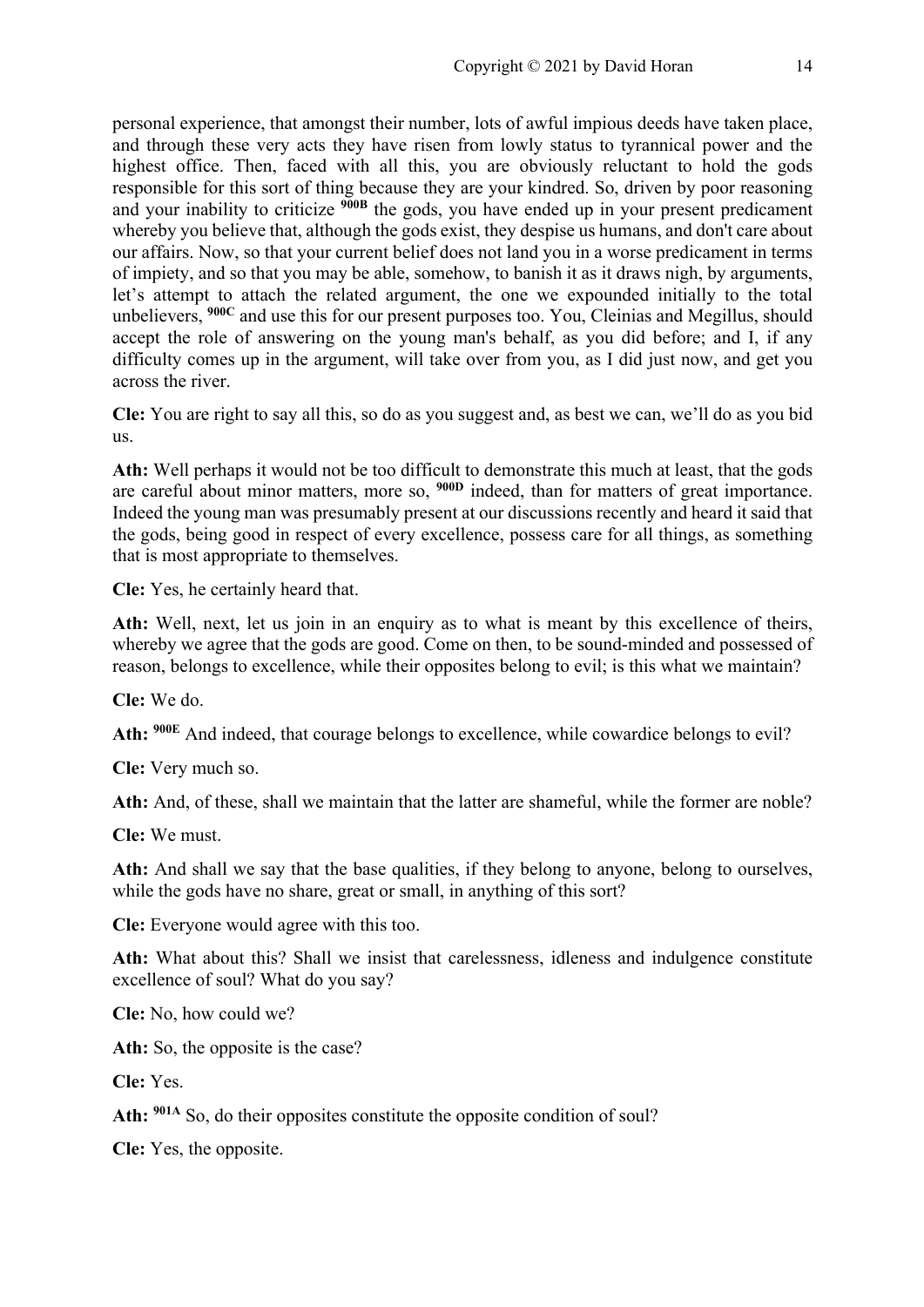personal experience, that amongst their number, lots of awful impious deeds have taken place, and through these very acts they have risen from lowly status to tyrannical power and the highest office. Then, faced with all this, you are obviously reluctant to hold the gods responsible for this sort of thing because they are your kindred. So, driven by poor reasoning and your inability to criticize **900B** the gods, you have ended up in your present predicament whereby you believe that, although the gods exist, they despise us humans, and don't care about our affairs. Now, so that your current belief does not land you in a worse predicament in terms of impiety, and so that you may be able, somehow, to banish it as it draws nigh, by arguments, let's attempt to attach the related argument, the one we expounded initially to the total unbelievers, **900C** and use this for our present purposes too. You, Cleinias and Megillus, should accept the role of answering on the young man's behalf, as you did before; and I, if any difficulty comes up in the argument, will take over from you, as I did just now, and get you across the river.

**Cle:** You are right to say all this, so do as you suggest and, as best we can, we'll do as you bid us.

**Ath:** Well perhaps it would not be too difficult to demonstrate this much at least, that the gods are careful about minor matters, more so, **900D** indeed, than for matters of great importance. Indeed the young man was presumably present at our discussions recently and heard it said that the gods, being good in respect of every excellence, possess care for all things, as something that is most appropriate to themselves.

**Cle:** Yes, he certainly heard that.

**Ath:** Well, next, let us join in an enquiry as to what is meant by this excellence of theirs, whereby we agree that the gods are good. Come on then, to be sound-minded and possessed of reason, belongs to excellence, while their opposites belong to evil; is this what we maintain?

**Cle:** We do.

**Ath:** **900E** And indeed, that courage belongs to excellence, while cowardice belongs to evil?

**Cle:** Very much so.

**Ath:** And, of these, shall we maintain that the latter are shameful, while the former are noble?

**Cle:** We must.

**Ath:** And shall we say that the base qualities, if they belong to anyone, belong to ourselves, while the gods have no share, great or small, in anything of this sort?

**Cle:** Everyone would agree with this too.

**Ath:** What about this? Shall we insist that carelessness, idleness and indulgence constitute excellence of soul? What do you say?

**Cle:** No, how could we?

**Ath:** So, the opposite is the case?

**Cle:** Yes.

**Ath:** **901A** So, do their opposites constitute the opposite condition of soul?

**Cle:** Yes, the opposite.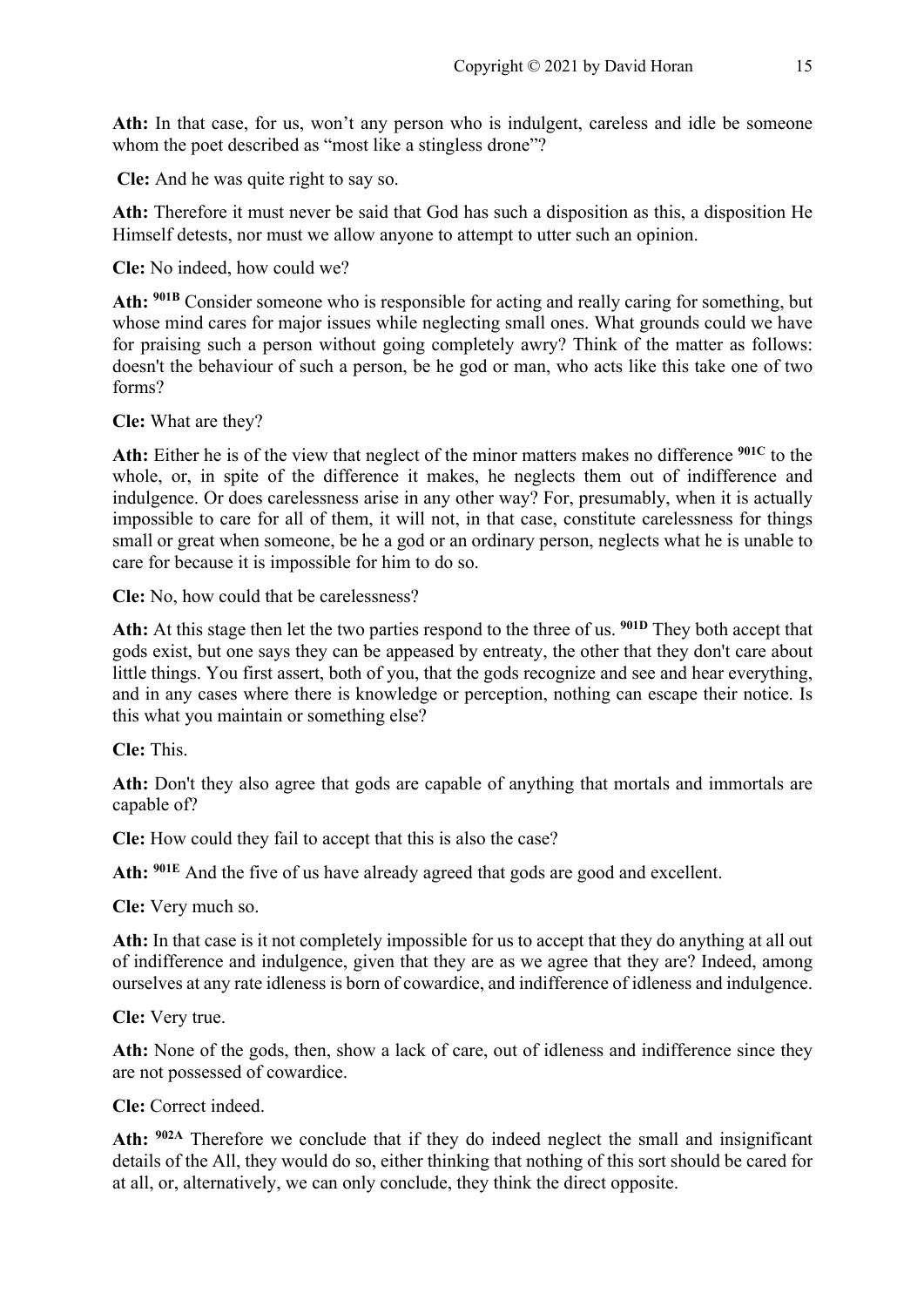**Ath:** In that case, for us, won't any person who is indulgent, careless and idle be someone whom the poet described as "most like a stingless drone"?

**Cle:** And he was quite right to say so.

**Ath:** Therefore it must never be said that God has such a disposition as this, a disposition He Himself detests, nor must we allow anyone to attempt to utter such an opinion.

**Cle:** No indeed, how could we?

**Ath:** **901B** Consider someone who is responsible for acting and really caring for something, but whose mind cares for major issues while neglecting small ones. What grounds could we have for praising such a person without going completely awry? Think of the matter as follows: doesn't the behaviour of such a person, be he god or man, who acts like this take one of two forms?

**Cle:** What are they?

**Ath:** Either he is of the view that neglect of the minor matters makes no difference **901C** to the whole, or, in spite of the difference it makes, he neglects them out of indifference and indulgence. Or does carelessness arise in any other way? For, presumably, when it is actually impossible to care for all of them, it will not, in that case, constitute carelessness for things small or great when someone, be he a god or an ordinary person, neglects what he is unable to care for because it is impossible for him to do so.

**Cle:** No, how could that be carelessness?

**Ath:** At this stage then let the two parties respond to the three of us. **901D** They both accept that gods exist, but one says they can be appeased by entreaty, the other that they don't care about little things. You first assert, both of you, that the gods recognize and see and hear everything, and in any cases where there is knowledge or perception, nothing can escape their notice. Is this what you maintain or something else?

**Cle:** This.

**Ath:** Don't they also agree that gods are capable of anything that mortals and immortals are capable of?

**Cle:** How could they fail to accept that this is also the case?

**Ath:** **901E** And the five of us have already agreed that gods are good and excellent.

**Cle:** Very much so.

**Ath:** In that case is it not completely impossible for us to accept that they do anything at all out of indifference and indulgence, given that they are as we agree that they are? Indeed, among ourselves at any rate idleness is born of cowardice, and indifference of idleness and indulgence.

**Cle:** Very true.

**Ath:** None of the gods, then, show a lack of care, out of idleness and indifference since they are not possessed of cowardice.

**Cle:** Correct indeed.

**Ath:** **902A** Therefore we conclude that if they do indeed neglect the small and insignificant details of the All, they would do so, either thinking that nothing of this sort should be cared for at all, or, alternatively, we can only conclude, they think the direct opposite.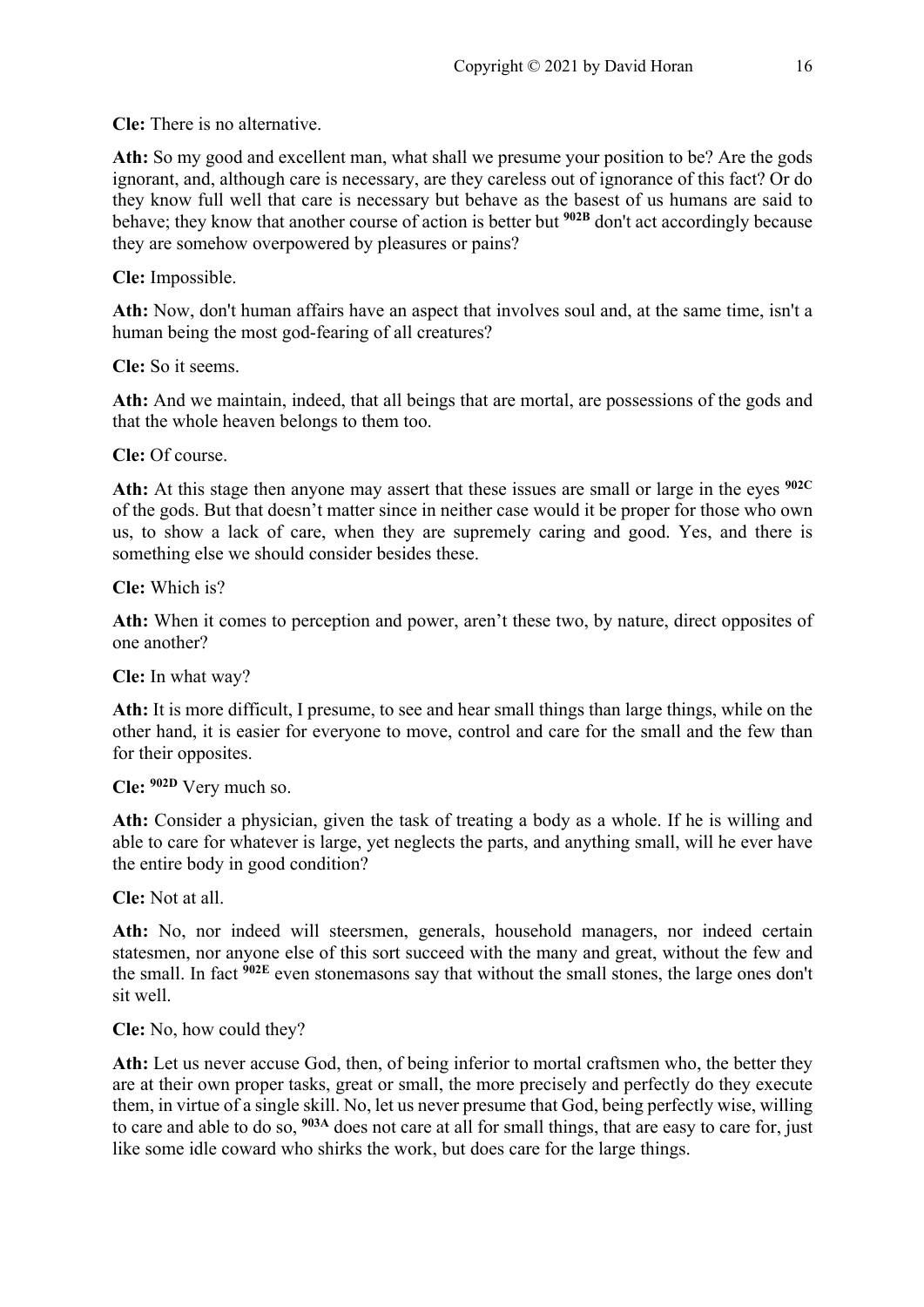**Cle:** There is no alternative.

**Ath:** So my good and excellent man, what shall we presume your position to be? Are the gods ignorant, and, although care is necessary, are they careless out of ignorance of this fact? Or do they know full well that care is necessary but behave as the basest of us humans are said to behave; they know that another course of action is better but **902B** don't act accordingly because they are somehow overpowered by pleasures or pains?

**Cle:** Impossible.

**Ath:** Now, don't human affairs have an aspect that involves soul and, at the same time, isn't a human being the most god-fearing of all creatures?

**Cle:** So it seems.

**Ath:** And we maintain, indeed, that all beings that are mortal, are possessions of the gods and that the whole heaven belongs to them too.

**Cle:** Of course.

**Ath:** At this stage then anyone may assert that these issues are small or large in the eyes **902C** of the gods. But that doesn't matter since in neither case would it be proper for those who own us, to show a lack of care, when they are supremely caring and good. Yes, and there is something else we should consider besides these.

**Cle:** Which is?

**Ath:** When it comes to perception and power, aren't these two, by nature, direct opposites of one another?

**Cle:** In what way?

**Ath:** It is more difficult, I presume, to see and hear small things than large things, while on the other hand, it is easier for everyone to move, control and care for the small and the few than for their opposites.

**Cle:** **902D** Very much so.

**Ath:** Consider a physician, given the task of treating a body as a whole. If he is willing and able to care for whatever is large, yet neglects the parts, and anything small, will he ever have the entire body in good condition?

**Cle:** Not at all.

**Ath:** No, nor indeed will steersmen, generals, household managers, nor indeed certain statesmen, nor anyone else of this sort succeed with the many and great, without the few and the small. In fact **902E** even stonemasons say that without the small stones, the large ones don't sit well.

**Cle:** No, how could they?

**Ath:** Let us never accuse God, then, of being inferior to mortal craftsmen who, the better they are at their own proper tasks, great or small, the more precisely and perfectly do they execute them, in virtue of a single skill. No, let us never presume that God, being perfectly wise, willing to care and able to do so, **903A** does not care at all for small things, that are easy to care for, just like some idle coward who shirks the work, but does care for the large things.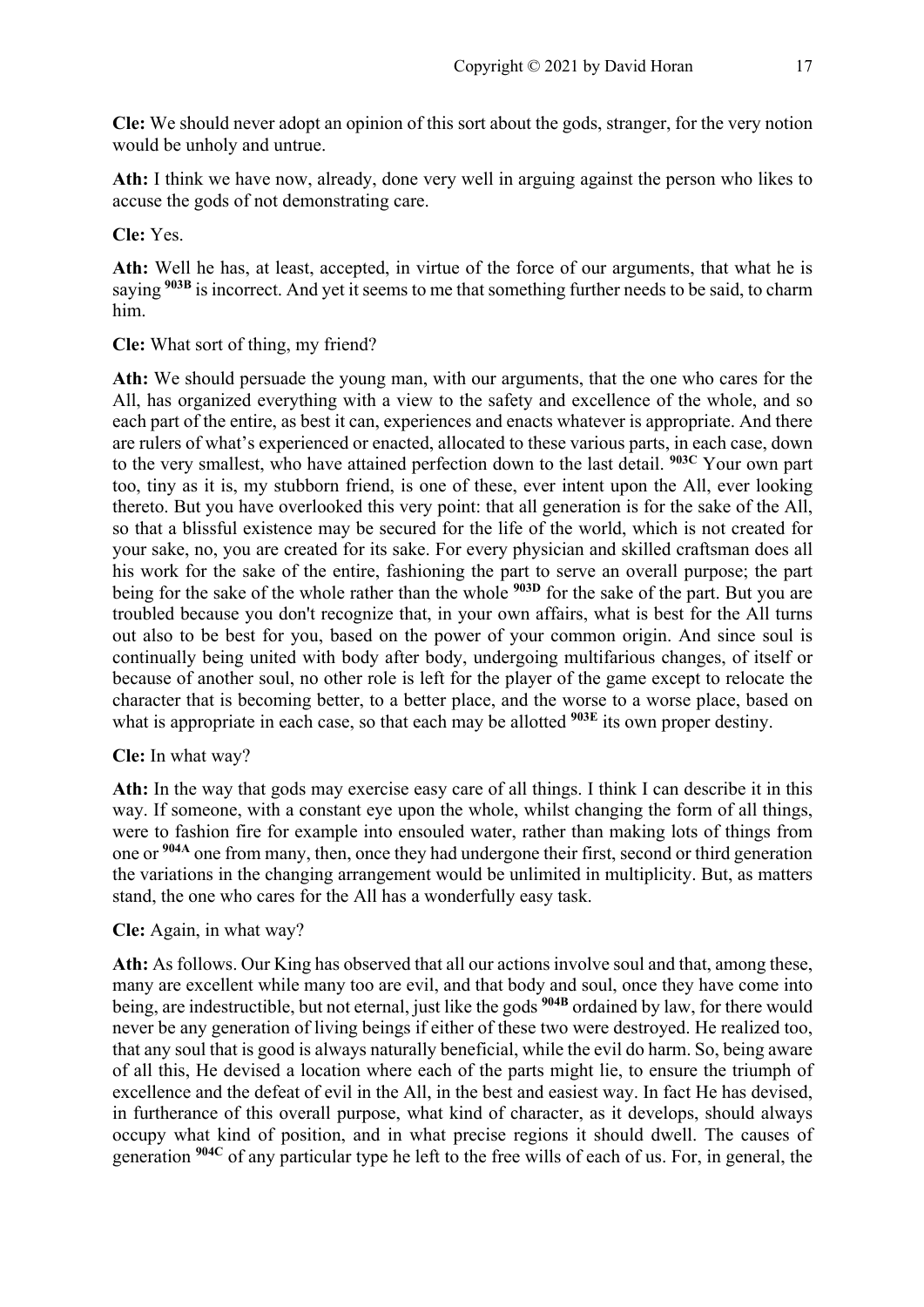**Cle:** We should never adopt an opinion of this sort about the gods, stranger, for the very notion would be unholy and untrue.

**Ath:** I think we have now, already, done very well in arguing against the person who likes to accuse the gods of not demonstrating care.

**Cle:** Yes.

**Ath:** Well he has, at least, accepted, in virtue of the force of our arguments, that what he is saying **903B** is incorrect. And yet it seems to me that something further needs to be said, to charm him.

**Cle:** What sort of thing, my friend?

**Ath:** We should persuade the young man, with our arguments, that the one who cares for the All, has organized everything with a view to the safety and excellence of the whole, and so each part of the entire, as best it can, experiences and enacts whatever is appropriate. And there are rulers of what's experienced or enacted, allocated to these various parts, in each case, down to the very smallest, who have attained perfection down to the last detail. **903C** Your own part too, tiny as it is, my stubborn friend, is one of these, ever intent upon the All, ever looking thereto. But you have overlooked this very point: that all generation is for the sake of the All, so that a blissful existence may be secured for the life of the world, which is not created for your sake, no, you are created for its sake. For every physician and skilled craftsman does all his work for the sake of the entire, fashioning the part to serve an overall purpose; the part being for the sake of the whole rather than the whole **903D** for the sake of the part. But you are troubled because you don't recognize that, in your own affairs, what is best for the All turns out also to be best for you, based on the power of your common origin. And since soul is continually being united with body after body, undergoing multifarious changes, of itself or because of another soul, no other role is left for the player of the game except to relocate the character that is becoming better, to a better place, and the worse to a worse place, based on what is appropriate in each case, so that each may be allotted **903E** its own proper destiny.

**Cle:** In what way?

**Ath:** In the way that gods may exercise easy care of all things. I think I can describe it in this way. If someone, with a constant eye upon the whole, whilst changing the form of all things, were to fashion fire for example into ensouled water, rather than making lots of things from one or **904A** one from many, then, once they had undergone their first, second or third generation the variations in the changing arrangement would be unlimited in multiplicity. But, as matters stand, the one who cares for the All has a wonderfully easy task.

**Cle:** Again, in what way?

**Ath:** As follows. Our King has observed that all our actions involve soul and that, among these, many are excellent while many too are evil, and that body and soul, once they have come into being, are indestructible, but not eternal, just like the gods **904B** ordained by law, for there would never be any generation of living beings if either of these two were destroyed. He realized too, that any soul that is good is always naturally beneficial, while the evil do harm. So, being aware of all this, He devised a location where each of the parts might lie, to ensure the triumph of excellence and the defeat of evil in the All, in the best and easiest way. In fact He has devised, in furtherance of this overall purpose, what kind of character, as it develops, should always occupy what kind of position, and in what precise regions it should dwell. The causes of generation **904C** of any particular type he left to the free wills of each of us. For, in general, the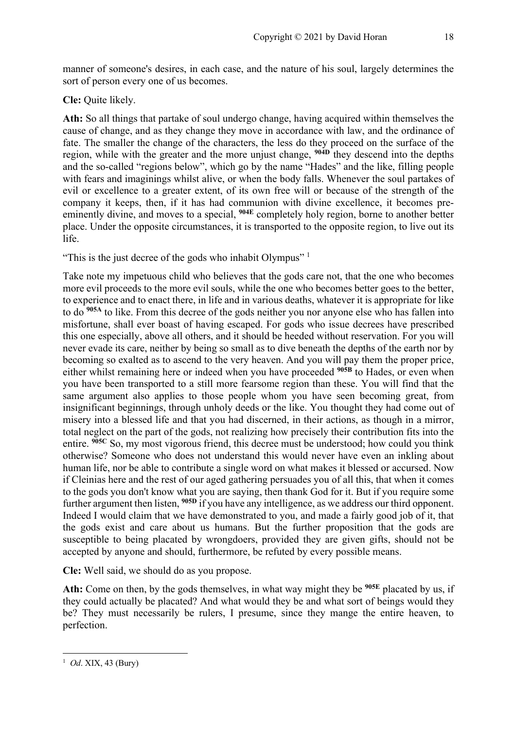manner of someone's desires, in each case, and the nature of his soul, largely determines the sort of person every one of us becomes.

**Cle:** Quite likely.

**Ath:** So all things that partake of soul undergo change, having acquired within themselves the cause of change, and as they change they move in accordance with law, and the ordinance of fate. The smaller the change of the characters, the less do they proceed on the surface of the region, while with the greater and the more unjust change, **904D** they descend into the depths and the so-called "regions below", which go by the name "Hades" and the like, filling people with fears and imaginings whilst alive, or when the body falls. Whenever the soul partakes of evil or excellence to a greater extent, of its own free will or because of the strength of the company it keeps, then, if it has had communion with divine excellence, it becomes pre-eminently divine, and moves to a special, **904E** completely holy region, borne to another better place. Under the opposite circumstances, it is transported to the opposite region, to live out its life.

"This is the just decree of the gods who inhabit Olympus" [1]

Take note my impetuous child who believes that the gods care not, that the one who becomes more evil proceeds to the more evil souls, while the one who becomes better goes to the better, to experience and to enact there, in life and in various deaths, whatever it is appropriate for like to do **905A** to like. From this decree of the gods neither you nor anyone else who has fallen into misfortune, shall ever boast of having escaped. For gods who issue decrees have prescribed this one especially, above all others, and it should be heeded without reservation. For you will never evade its care, neither by being so small as to dive beneath the depths of the earth nor by becoming so exalted as to ascend to the very heaven. And you will pay them the proper price, either whilst remaining here or indeed when you have proceeded **905B** to Hades, or even when you have been transported to a still more fearsome region than these. You will find that the same argument also applies to those people whom you have seen becoming great, from insignificant beginnings, through unholy deeds or the like. You thought they had come out of misery into a blessed life and that you had discerned, in their actions, as though in a mirror, total neglect on the part of the gods, not realizing how precisely their contribution fits into the entire. **905C** So, my most vigorous friend, this decree must be understood; how could you think otherwise? Someone who does not understand this would never have even an inkling about human life, nor be able to contribute a single word on what makes it blessed or accursed. Now if Cleinias here and the rest of our aged gathering persuades you of all this, that when it comes to the gods you don't know what you are saying, then thank God for it. But if you require some further argument then listen, **905D** if you have any intelligence, as we address our third opponent. Indeed I would claim that we have demonstrated to you, and made a fairly good job of it, that the gods exist and care about us humans. But the further proposition that the gods are susceptible to being placated by wrongdoers, provided they are given gifts, should not be accepted by anyone and should, furthermore, be refuted by every possible means.

**Cle:** Well said, we should do as you propose.

**Ath:** Come on then, by the gods themselves, in what way might they be **905E** placated by us, if they could actually be placated? And what would they be and what sort of beings would they be? They must necessarily be rulers, I presume, since they mange the entire heaven, to perfection.

---

[1] *Od*. XIX, 43 (Bury)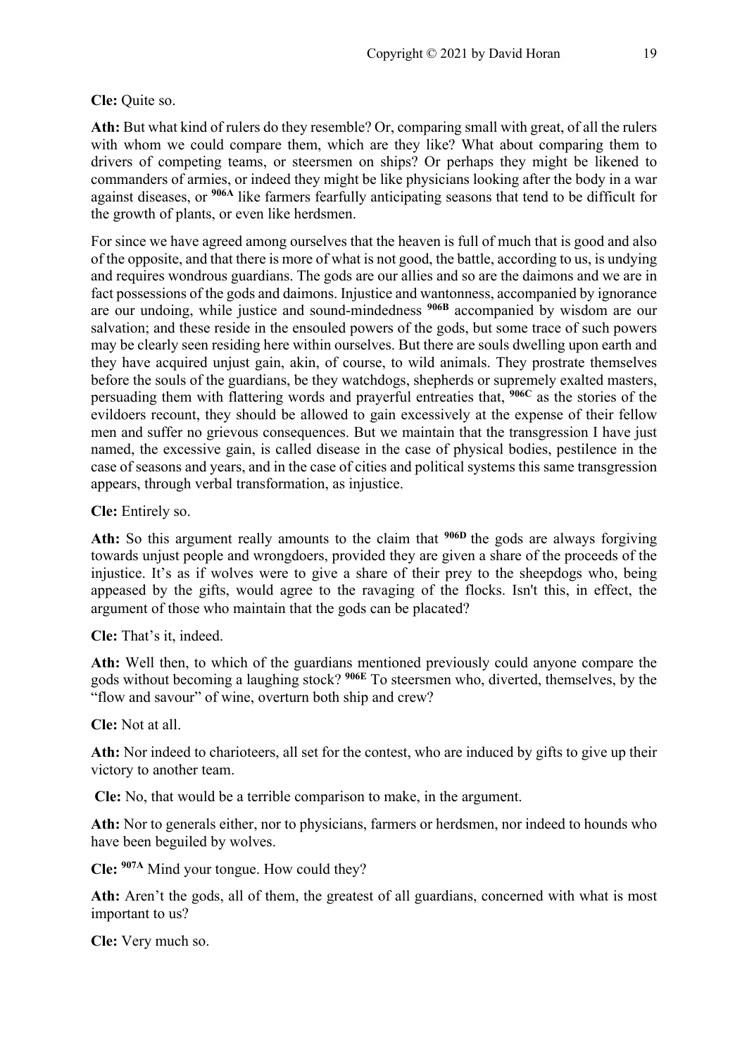**Cle:** Quite so.

**Ath:** But what kind of rulers do they resemble? Or, comparing small with great, of all the rulers with whom we could compare them, which are they like? What about comparing them to drivers of competing teams, or steersmen on ships? Or perhaps they might be likened to commanders of armies, or indeed they might be like physicians looking after the body in a war against diseases, or **906A** like farmers fearfully anticipating seasons that tend to be difficult for the growth of plants, or even like herdsmen.

For since we have agreed among ourselves that the heaven is full of much that is good and also of the opposite, and that there is more of what is not good, the battle, according to us, is undying and requires wondrous guardians. The gods are our allies and so are the daimons and we are in fact possessions of the gods and daimons. Injustice and wantonness, accompanied by ignorance are our undoing, while justice and sound-mindedness **906B** accompanied by wisdom are our salvation; and these reside in the ensouled powers of the gods, but some trace of such powers may be clearly seen residing here within ourselves. But there are souls dwelling upon earth and they have acquired unjust gain, akin, of course, to wild animals. They prostrate themselves before the souls of the guardians, be they watchdogs, shepherds or supremely exalted masters, persuading them with flattering words and prayerful entreaties that, **906C** as the stories of the evildoers recount, they should be allowed to gain excessively at the expense of their fellow men and suffer no grievous consequences. But we maintain that the transgression I have just named, the excessive gain, is called disease in the case of physical bodies, pestilence in the case of seasons and years, and in the case of cities and political systems this same transgression appears, through verbal transformation, as injustice.

**Cle:** Entirely so.

**Ath:** So this argument really amounts to the claim that **906D** the gods are always forgiving towards unjust people and wrongdoers, provided they are given a share of the proceeds of the injustice. It's as if wolves were to give a share of their prey to the sheepdogs who, being appeased by the gifts, would agree to the ravaging of the flocks. Isn't this, in effect, the argument of those who maintain that the gods can be placated?

**Cle:** That's it, indeed.

**Ath:** Well then, to which of the guardians mentioned previously could anyone compare the gods without becoming a laughing stock? **906E** To steersmen who, diverted, themselves, by the "flow and savour" of wine, overturn both ship and crew?

**Cle:** Not at all.

**Ath:** Nor indeed to charioteers, all set for the contest, who are induced by gifts to give up their victory to another team.

**Cle:** No, that would be a terrible comparison to make, in the argument.

**Ath:** Nor to generals either, nor to physicians, farmers or herdsmen, nor indeed to hounds who have been beguiled by wolves.

**Cle:** **907A** Mind your tongue. How could they?

**Ath:** Aren't the gods, all of them, the greatest of all guardians, concerned with what is most important to us?

**Cle:** Very much so.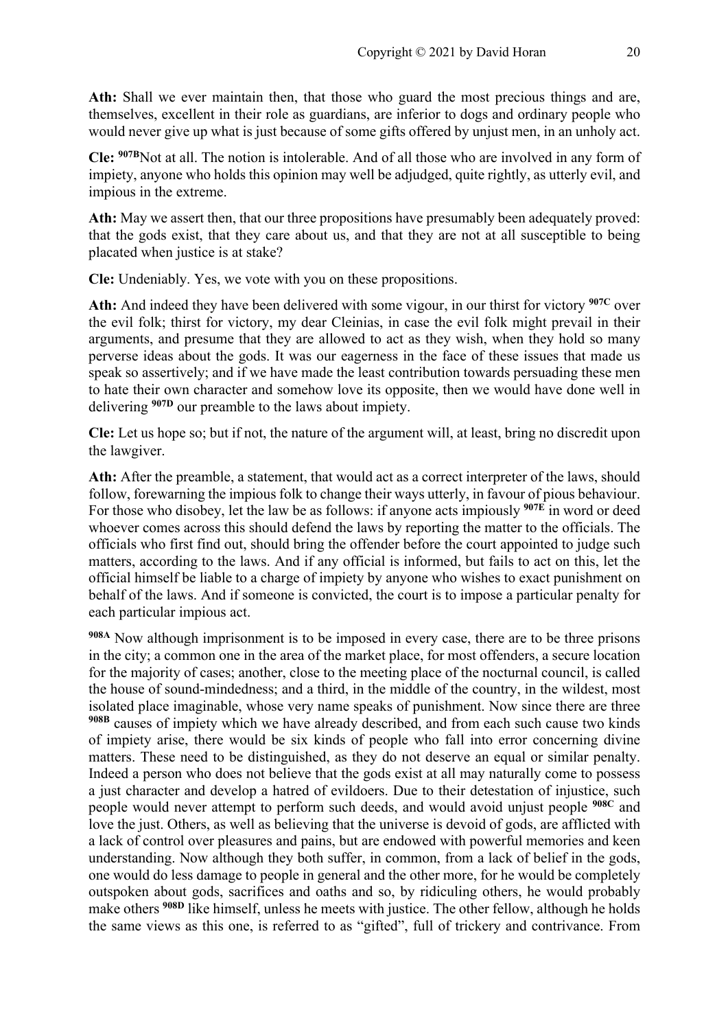**Ath:** Shall we ever maintain then, that those who guard the most precious things and are, themselves, excellent in their role as guardians, are inferior to dogs and ordinary people who would never give up what is just because of some gifts offered by unjust men, in an unholy act.

**Cle:** [907B]Not at all. The notion is intolerable. And of all those who are involved in any form of impiety, anyone who holds this opinion may well be adjudged, quite rightly, as utterly evil, and impious in the extreme.

**Ath:** May we assert then, that our three propositions have presumably been adequately proved: that the gods exist, that they care about us, and that they are not at all susceptible to being placated when justice is at stake?

**Cle:** Undeniably. Yes, we vote with you on these propositions.

**Ath:** And indeed they have been delivered with some vigour, in our thirst for victory [907C] over the evil folk; thirst for victory, my dear Cleinias, in case the evil folk might prevail in their arguments, and presume that they are allowed to act as they wish, when they hold so many perverse ideas about the gods. It was our eagerness in the face of these issues that made us speak so assertively; and if we have made the least contribution towards persuading these men to hate their own character and somehow love its opposite, then we would have done well in delivering [907D] our preamble to the laws about impiety.

**Cle:** Let us hope so; but if not, the nature of the argument will, at least, bring no discredit upon the lawgiver.

**Ath:** After the preamble, a statement, that would act as a correct interpreter of the laws, should follow, forewarning the impious folk to change their ways utterly, in favour of pious behaviour. For those who disobey, let the law be as follows: if anyone acts impiously [907E] in word or deed whoever comes across this should defend the laws by reporting the matter to the officials. The officials who first find out, should bring the offender before the court appointed to judge such matters, according to the laws. And if any official is informed, but fails to act on this, let the official himself be liable to a charge of impiety by anyone who wishes to exact punishment on behalf of the laws. And if someone is convicted, the court is to impose a particular penalty for each particular impious act.

[908A] Now although imprisonment is to be imposed in every case, there are to be three prisons in the city; a common one in the area of the market place, for most offenders, a secure location for the majority of cases; another, close to the meeting place of the nocturnal council, is called the house of sound-mindedness; and a third, in the middle of the country, in the wildest, most isolated place imaginable, whose very name speaks of punishment. Now since there are three [908B] causes of impiety which we have already described, and from each such cause two kinds of impiety arise, there would be six kinds of people who fall into error concerning divine matters. These need to be distinguished, as they do not deserve an equal or similar penalty. Indeed a person who does not believe that the gods exist at all may naturally come to possess a just character and develop a hatred of evildoers. Due to their detestation of injustice, such people would never attempt to perform such deeds, and would avoid unjust people [908C] and love the just. Others, as well as believing that the universe is devoid of gods, are afflicted with a lack of control over pleasures and pains, but are endowed with powerful memories and keen understanding. Now although they both suffer, in common, from a lack of belief in the gods, one would do less damage to people in general and the other more, for he would be completely outspoken about gods, sacrifices and oaths and so, by ridiculing others, he would probably make others [908D] like himself, unless he meets with justice. The other fellow, although he holds the same views as this one, is referred to as "gifted", full of trickery and contrivance. From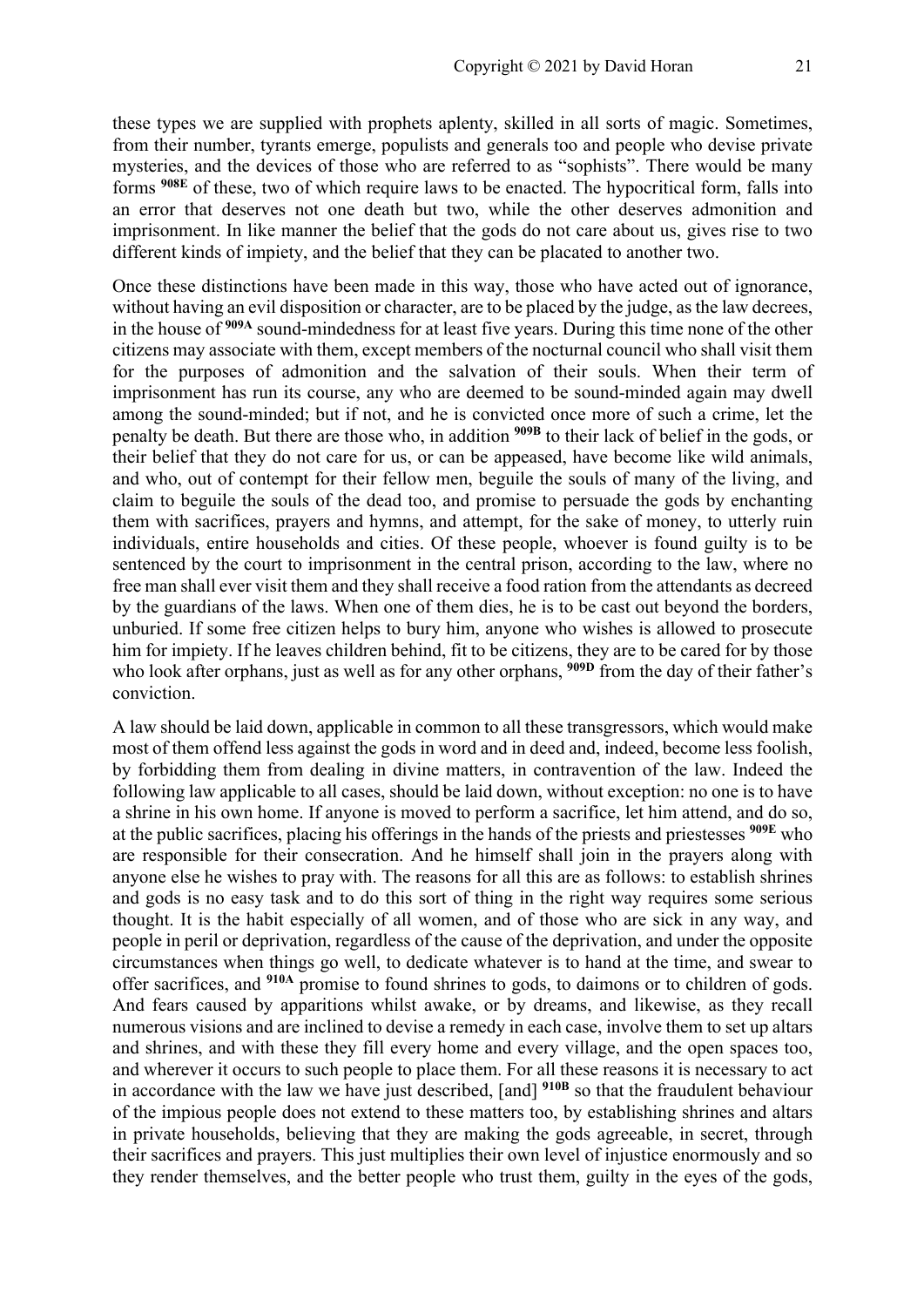these types we are supplied with prophets aplenty, skilled in all sorts of magic. Sometimes, from their number, tyrants emerge, populists and generals too and people who devise private mysteries, and the devices of those who are referred to as "sophists". There would be many forms **908E** of these, two of which require laws to be enacted. The hypocritical form, falls into an error that deserves not one death but two, while the other deserves admonition and imprisonment. In like manner the belief that the gods do not care about us, gives rise to two different kinds of impiety, and the belief that they can be placated to another two.

Once these distinctions have been made in this way, those who have acted out of ignorance, without having an evil disposition or character, are to be placed by the judge, as the law decrees, in the house of **909A** sound-mindedness for at least five years. During this time none of the other citizens may associate with them, except members of the nocturnal council who shall visit them for the purposes of admonition and the salvation of their souls. When their term of imprisonment has run its course, any who are deemed to be sound-minded again may dwell among the sound-minded; but if not, and he is convicted once more of such a crime, let the penalty be death. But there are those who, in addition **909B** to their lack of belief in the gods, or their belief that they do not care for us, or can be appeased, have become like wild animals, and who, out of contempt for their fellow men, beguile the souls of many of the living, and claim to beguile the souls of the dead too, and promise to persuade the gods by enchanting them with sacrifices, prayers and hymns, and attempt, for the sake of money, to utterly ruin individuals, entire households and cities. Of these people, whoever is found guilty is to be sentenced by the court to imprisonment in the central prison, according to the law, where no free man shall ever visit them and they shall receive a food ration from the attendants as decreed by the guardians of the laws. When one of them dies, he is to be cast out beyond the borders, unburied. If some free citizen helps to bury him, anyone who wishes is allowed to prosecute him for impiety. If he leaves children behind, fit to be citizens, they are to be cared for by those who look after orphans, just as well as for any other orphans, **909D** from the day of their father's conviction.

A law should be laid down, applicable in common to all these transgressors, which would make most of them offend less against the gods in word and in deed and, indeed, become less foolish, by forbidding them from dealing in divine matters, in contravention of the law. Indeed the following law applicable to all cases, should be laid down, without exception: no one is to have a shrine in his own home. If anyone is moved to perform a sacrifice, let him attend, and do so, at the public sacrifices, placing his offerings in the hands of the priests and priestesses **909E** who are responsible for their consecration. And he himself shall join in the prayers along with anyone else he wishes to pray with. The reasons for all this are as follows: to establish shrines and gods is no easy task and to do this sort of thing in the right way requires some serious thought. It is the habit especially of all women, and of those who are sick in any way, and people in peril or deprivation, regardless of the cause of the deprivation, and under the opposite circumstances when things go well, to dedicate whatever is to hand at the time, and swear to offer sacrifices, and **910A** promise to found shrines to gods, to daimons or to children of gods. And fears caused by apparitions whilst awake, or by dreams, and likewise, as they recall numerous visions and are inclined to devise a remedy in each case, involve them to set up altars and shrines, and with these they fill every home and every village, and the open spaces too, and wherever it occurs to such people to place them. For all these reasons it is necessary to act in accordance with the law we have just described, [and] **910B** so that the fraudulent behaviour of the impious people does not extend to these matters too, by establishing shrines and altars in private households, believing that they are making the gods agreeable, in secret, through their sacrifices and prayers. This just multiplies their own level of injustice enormously and so they render themselves, and the better people who trust them, guilty in the eyes of the gods,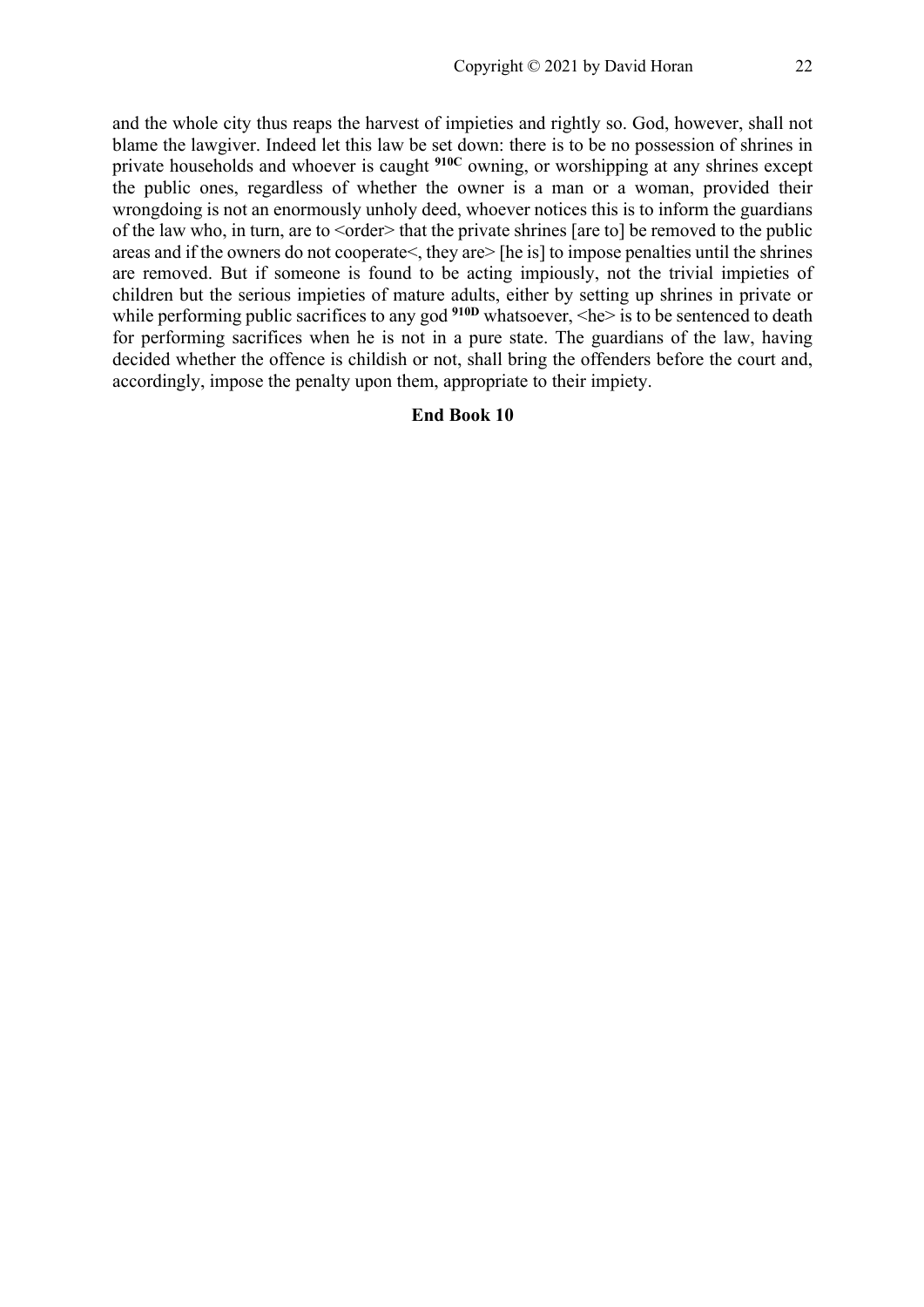and the whole city thus reaps the harvest of impieties and rightly so. God, however, shall not blame the lawgiver. Indeed let this law be set down: there is to be no possession of shrines in private households and whoever is caught **910C** owning, or worshipping at any shrines except the public ones, regardless of whether the owner is a man or a woman, provided their wrongdoing is not an enormously unholy deed, whoever notices this is to inform the guardians of the law who, in turn, are to <order> that the private shrines [are to] be removed to the public areas and if the owners do not cooperate<, they are> [he is] to impose penalties until the shrines are removed. But if someone is found to be acting impiously, not the trivial impieties of children but the serious impieties of mature adults, either by setting up shrines in private or while performing public sacrifices to any god **910D** whatsoever, <he> is to be sentenced to death for performing sacrifices when he is not in a pure state. The guardians of the law, having decided whether the offence is childish or not, shall bring the offenders before the court and, accordingly, impose the penalty upon them, appropriate to their impiety.

**End Book 10**